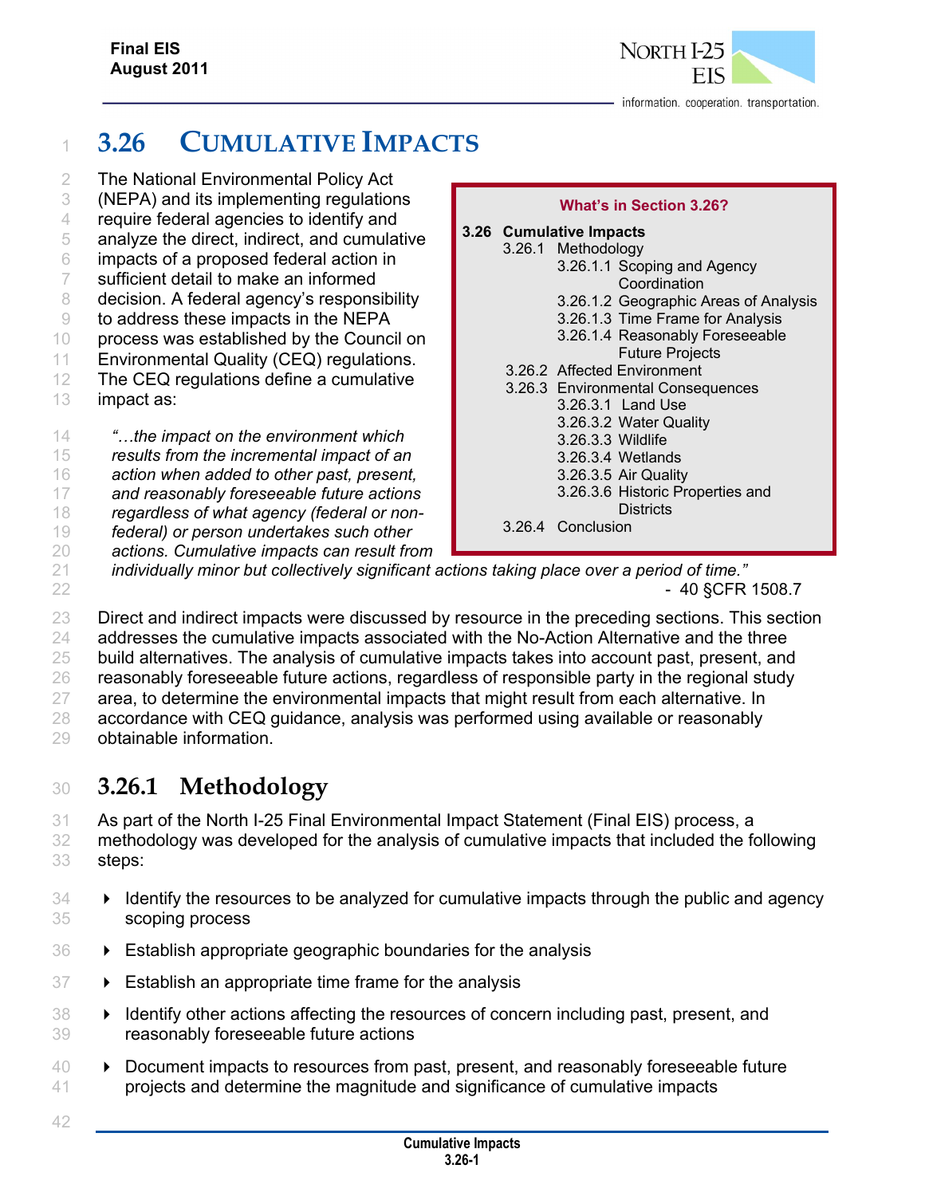# 3.26 CUMULATIVE IMPACTS

The National Environmental Policy Act (NEPA) and its implementing regulations require federal agencies to identify and analyze the direct, indirect, and cumulative impacts of a proposed federal action in sufficient detail to make an informed decision. A federal agency's responsibility to address these impacts in the NEPA process was established by the Council on Environmental Quality (CEQ) regulations. The CEQ regulations define a cumulative impact as:

> *"…the impact on the environment which results from the incremental impact of an action when added to other past, present, and reasonably foreseeable future actions regardless of what agency (federal or non-federal) or person undertakes such other actions. Cumulative impacts can result from individually minor but collectively significant actions taking place over a period of time."*
>
> \- 40 §CFR 1508.7

**What's in Section 3.26?**

**3.26 Cumulative Impacts**
- 3.26.1 Methodology
  - 3.26.1.1 Scoping and Agency Coordination
  - 3.26.1.2 Geographic Areas of Analysis
  - 3.26.1.3 Time Frame for Analysis
  - 3.26.1.4 Reasonably Foreseeable Future Projects
- 3.26.2 Affected Environment
- 3.26.3 Environmental Consequences
  - 3.26.3.1 Land Use
  - 3.26.3.2 Water Quality
  - 3.26.3.3 Wildlife
  - 3.26.3.4 Wetlands
  - 3.26.3.5 Air Quality
  - 3.26.3.6 Historic Properties and Districts
- 3.26.4 Conclusion

Direct and indirect impacts were discussed by resource in the preceding sections. This section addresses the cumulative impacts associated with the No-Action Alternative and the three build alternatives. The analysis of cumulative impacts takes into account past, present, and reasonably foreseeable future actions, regardless of responsible party in the regional study area, to determine the environmental impacts that might result from each alternative. In accordance with CEQ guidance, analysis was performed using available or reasonably obtainable information.

## 3.26.1 Methodology

As part of the North I-25 Final Environmental Impact Statement (Final EIS) process, a methodology was developed for the analysis of cumulative impacts that included the following steps:

- Identify the resources to be analyzed for cumulative impacts through the public and agency scoping process
- Establish appropriate geographic boundaries for the analysis
- Establish an appropriate time frame for the analysis
- Identify other actions affecting the resources of concern including past, present, and reasonably foreseeable future actions
- Document impacts to resources from past, present, and reasonably foreseeable future projects and determine the magnitude and significance of cumulative impacts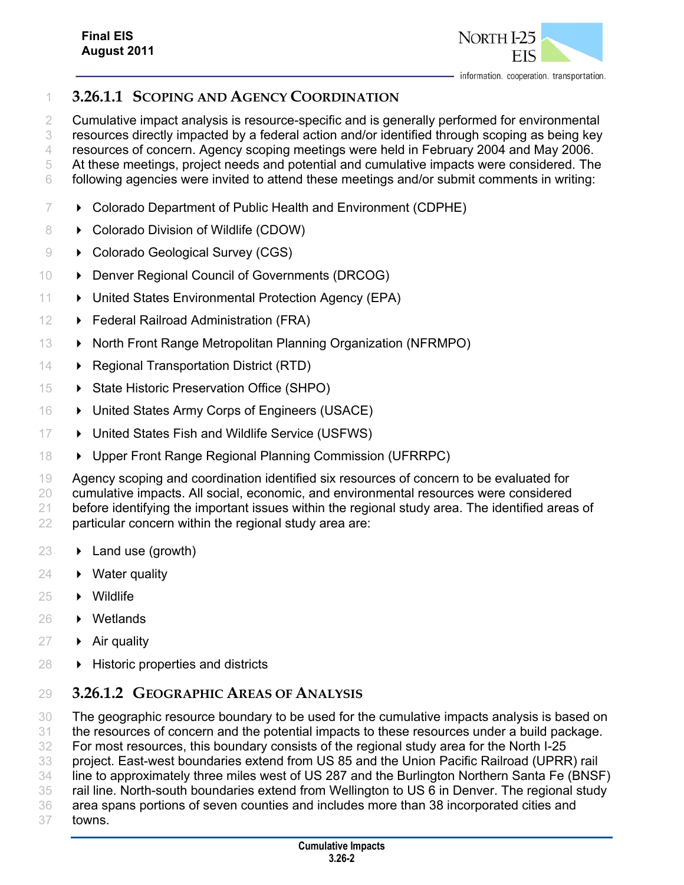### 3.26.1.1 Scoping and Agency Coordination

Cumulative impact analysis is resource-specific and is generally performed for environmental resources directly impacted by a federal action and/or identified through scoping as being key resources of concern. Agency scoping meetings were held in February 2004 and May 2006. At these meetings, project needs and potential and cumulative impacts were considered. The following agencies were invited to attend these meetings and/or submit comments in writing:

- Colorado Department of Public Health and Environment (CDPHE)
- Colorado Division of Wildlife (CDOW)
- Colorado Geological Survey (CGS)
- Denver Regional Council of Governments (DRCOG)
- United States Environmental Protection Agency (EPA)
- Federal Railroad Administration (FRA)
- North Front Range Metropolitan Planning Organization (NFRMPO)
- Regional Transportation District (RTD)
- State Historic Preservation Office (SHPO)
- United States Army Corps of Engineers (USACE)
- United States Fish and Wildlife Service (USFWS)
- Upper Front Range Regional Planning Commission (UFRRPC)

Agency scoping and coordination identified six resources of concern to be evaluated for cumulative impacts. All social, economic, and environmental resources were considered before identifying the important issues within the regional study area. The identified areas of particular concern within the regional study area are:

- Land use (growth)
- Water quality
- Wildlife
- Wetlands
- Air quality
- Historic properties and districts

### 3.26.1.2 Geographic Areas of Analysis

The geographic resource boundary to be used for the cumulative impacts analysis is based on the resources of concern and the potential impacts to these resources under a build package. For most resources, this boundary consists of the regional study area for the North I-25 project. East-west boundaries extend from US 85 and the Union Pacific Railroad (UPRR) rail line to approximately three miles west of US 287 and the Burlington Northern Santa Fe (BNSF) rail line. North-south boundaries extend from Wellington to US 6 in Denver. The regional study area spans portions of seven counties and includes more than 38 incorporated cities and towns.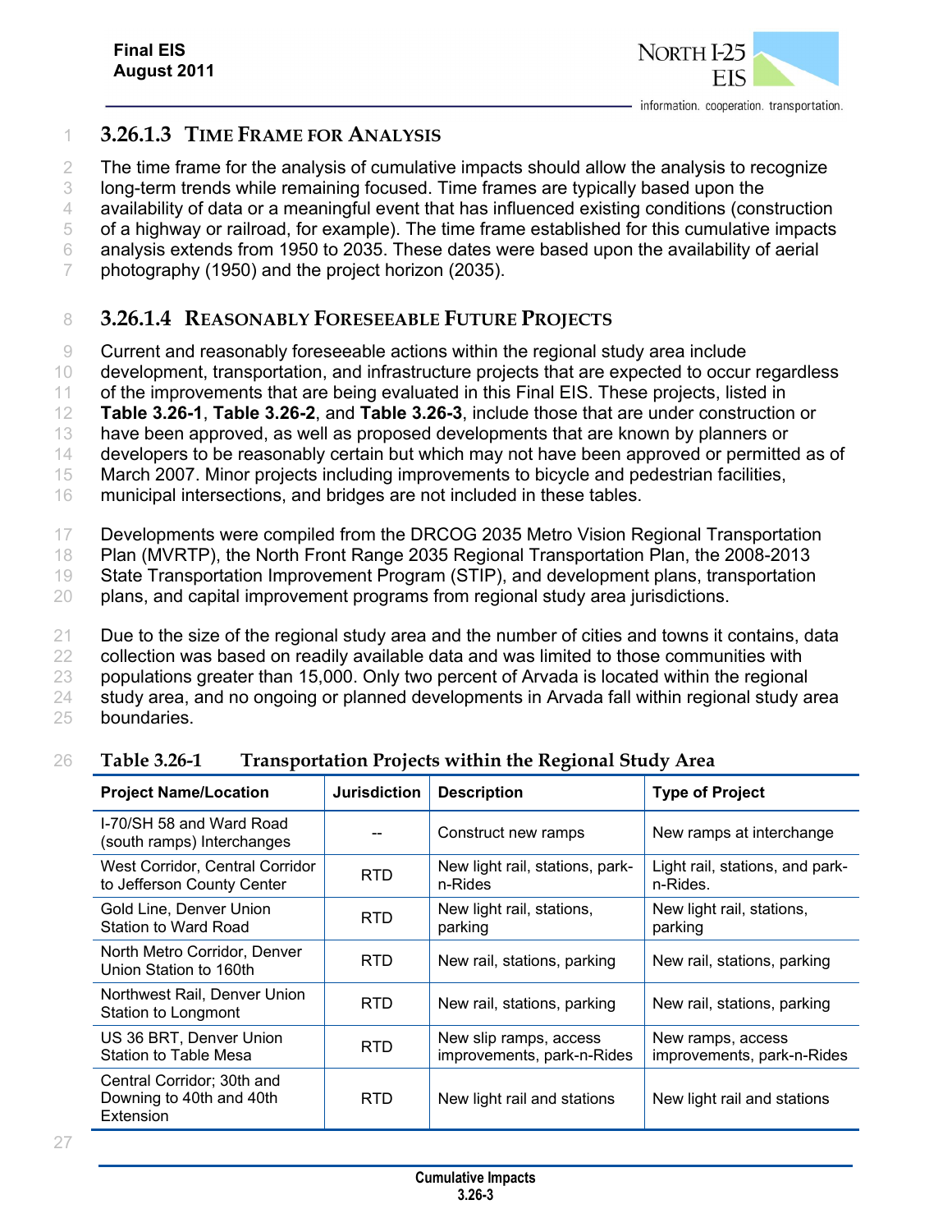### 3.26.1.3 Time Frame for Analysis

The time frame for the analysis of cumulative impacts should allow the analysis to recognize long-term trends while remaining focused. Time frames are typically based upon the availability of data or a meaningful event that has influenced existing conditions (construction of a highway or railroad, for example). The time frame established for this cumulative impacts analysis extends from 1950 to 2035. These dates were based upon the availability of aerial photography (1950) and the project horizon (2035).

### 3.26.1.4 Reasonably Foreseeable Future Projects

Current and reasonably foreseeable actions within the regional study area include development, transportation, and infrastructure projects that are expected to occur regardless of the improvements that are being evaluated in this Final EIS. These projects, listed in **Table 3.26-1**, **Table 3.26-2**, and **Table 3.26-3**, include those that are under construction or have been approved, as well as proposed developments that are known by planners or developers to be reasonably certain but which may not have been approved or permitted as of March 2007. Minor projects including improvements to bicycle and pedestrian facilities, municipal intersections, and bridges are not included in these tables.

Developments were compiled from the DRCOG 2035 Metro Vision Regional Transportation Plan (MVRTP), the North Front Range 2035 Regional Transportation Plan, the 2008-2013 State Transportation Improvement Program (STIP), and development plans, transportation plans, and capital improvement programs from regional study area jurisdictions.

Due to the size of the regional study area and the number of cities and towns it contains, data collection was based on readily available data and was limited to those communities with populations greater than 15,000. Only two percent of Arvada is located within the regional study area, and no ongoing or planned developments in Arvada fall within regional study area boundaries.

**Table 3.26-1 Transportation Projects within the Regional Study Area**

| Project Name/Location | Jurisdiction | Description | Type of Project |
|---|---|---|---|
| I-70/SH 58 and Ward Road (south ramps) Interchanges | -- | Construct new ramps | New ramps at interchange |
| West Corridor, Central Corridor to Jefferson County Center | RTD | New light rail, stations, park-n-Rides | Light rail, stations, and park-n-Rides. |
| Gold Line, Denver Union Station to Ward Road | RTD | New light rail, stations, parking | New light rail, stations, parking |
| North Metro Corridor, Denver Union Station to 160th | RTD | New rail, stations, parking | New rail, stations, parking |
| Northwest Rail, Denver Union Station to Longmont | RTD | New rail, stations, parking | New rail, stations, parking |
| US 36 BRT, Denver Union Station to Table Mesa | RTD | New slip ramps, access improvements, park-n-Rides | New ramps, access improvements, park-n-Rides |
| Central Corridor; 30th and Downing to 40th and 40th Extension | RTD | New light rail and stations | New light rail and stations |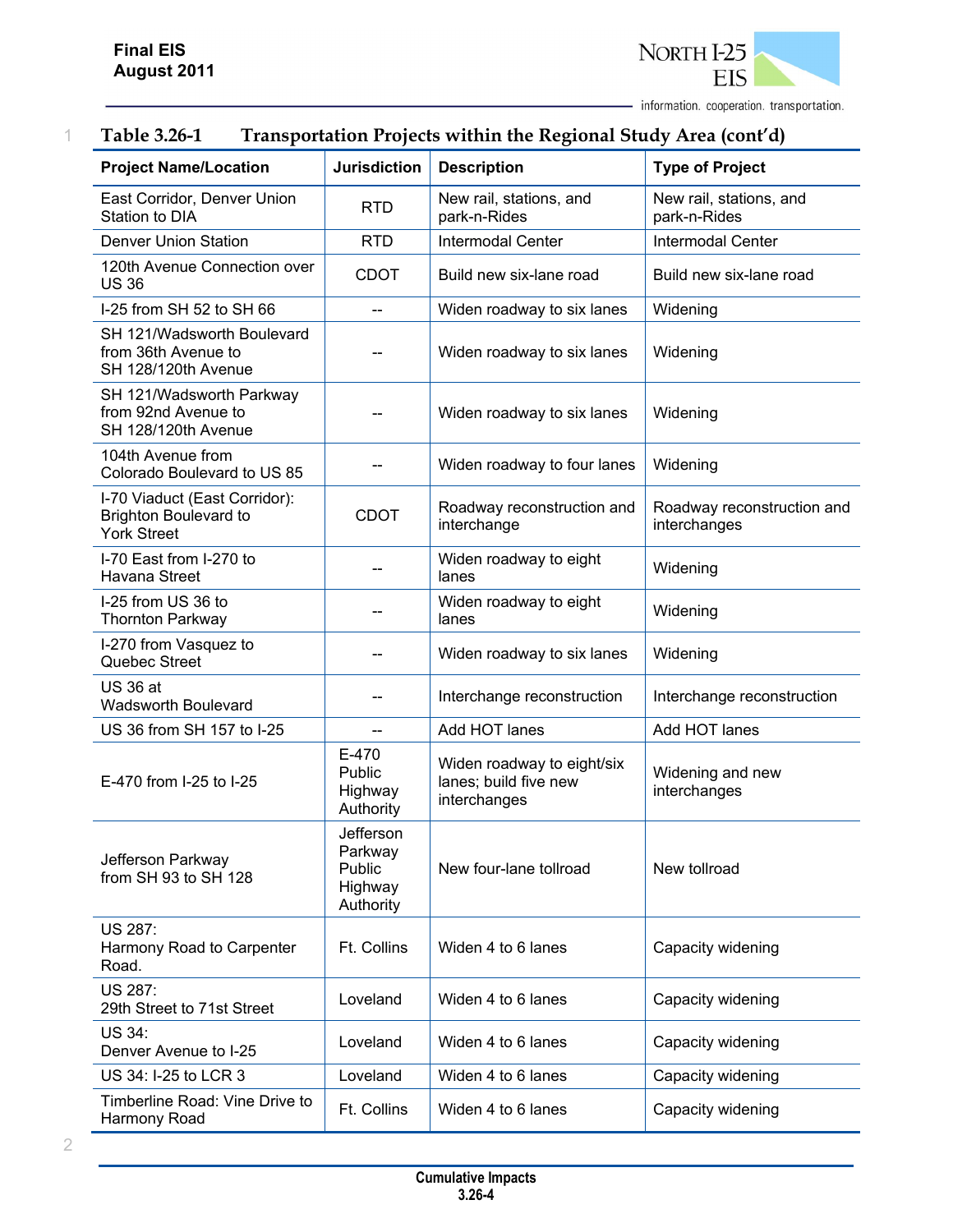**Table 3.26-1 Transportation Projects within the Regional Study Area (cont'd)**

| Project Name/Location | Jurisdiction | Description | Type of Project |
|---|---|---|---|
| East Corridor, Denver Union Station to DIA | RTD | New rail, stations, and park-n-Rides | New rail, stations, and park-n-Rides |
| Denver Union Station | RTD | Intermodal Center | Intermodal Center |
| 120th Avenue Connection over US 36 | CDOT | Build new six-lane road | Build new six-lane road |
| I-25 from SH 52 to SH 66 | -- | Widen roadway to six lanes | Widening |
| SH 121/Wadsworth Boulevard from 36th Avenue to SH 128/120th Avenue | -- | Widen roadway to six lanes | Widening |
| SH 121/Wadsworth Parkway from 92nd Avenue to SH 128/120th Avenue | -- | Widen roadway to six lanes | Widening |
| 104th Avenue from Colorado Boulevard to US 85 | -- | Widen roadway to four lanes | Widening |
| I-70 Viaduct (East Corridor): Brighton Boulevard to York Street | CDOT | Roadway reconstruction and interchange | Roadway reconstruction and interchanges |
| I-70 East from I-270 to Havana Street | -- | Widen roadway to eight lanes | Widening |
| I-25 from US 36 to Thornton Parkway | -- | Widen roadway to eight lanes | Widening |
| I-270 from Vasquez to Quebec Street | -- | Widen roadway to six lanes | Widening |
| US 36 at Wadsworth Boulevard | -- | Interchange reconstruction | Interchange reconstruction |
| US 36 from SH 157 to I-25 | -- | Add HOT lanes | Add HOT lanes |
| E-470 from I-25 to I-25 | E-470 Public Highway Authority | Widen roadway to eight/six lanes; build five new interchanges | Widening and new interchanges |
| Jefferson Parkway from SH 93 to SH 128 | Jefferson Parkway Public Highway Authority | New four-lane tollroad | New tollroad |
| US 287: Harmony Road to Carpenter Road. | Ft. Collins | Widen 4 to 6 lanes | Capacity widening |
| US 287: 29th Street to 71st Street | Loveland | Widen 4 to 6 lanes | Capacity widening |
| US 34: Denver Avenue to I-25 | Loveland | Widen 4 to 6 lanes | Capacity widening |
| US 34: I-25 to LCR 3 | Loveland | Widen 4 to 6 lanes | Capacity widening |
| Timberline Road: Vine Drive to Harmony Road | Ft. Collins | Widen 4 to 6 lanes | Capacity widening |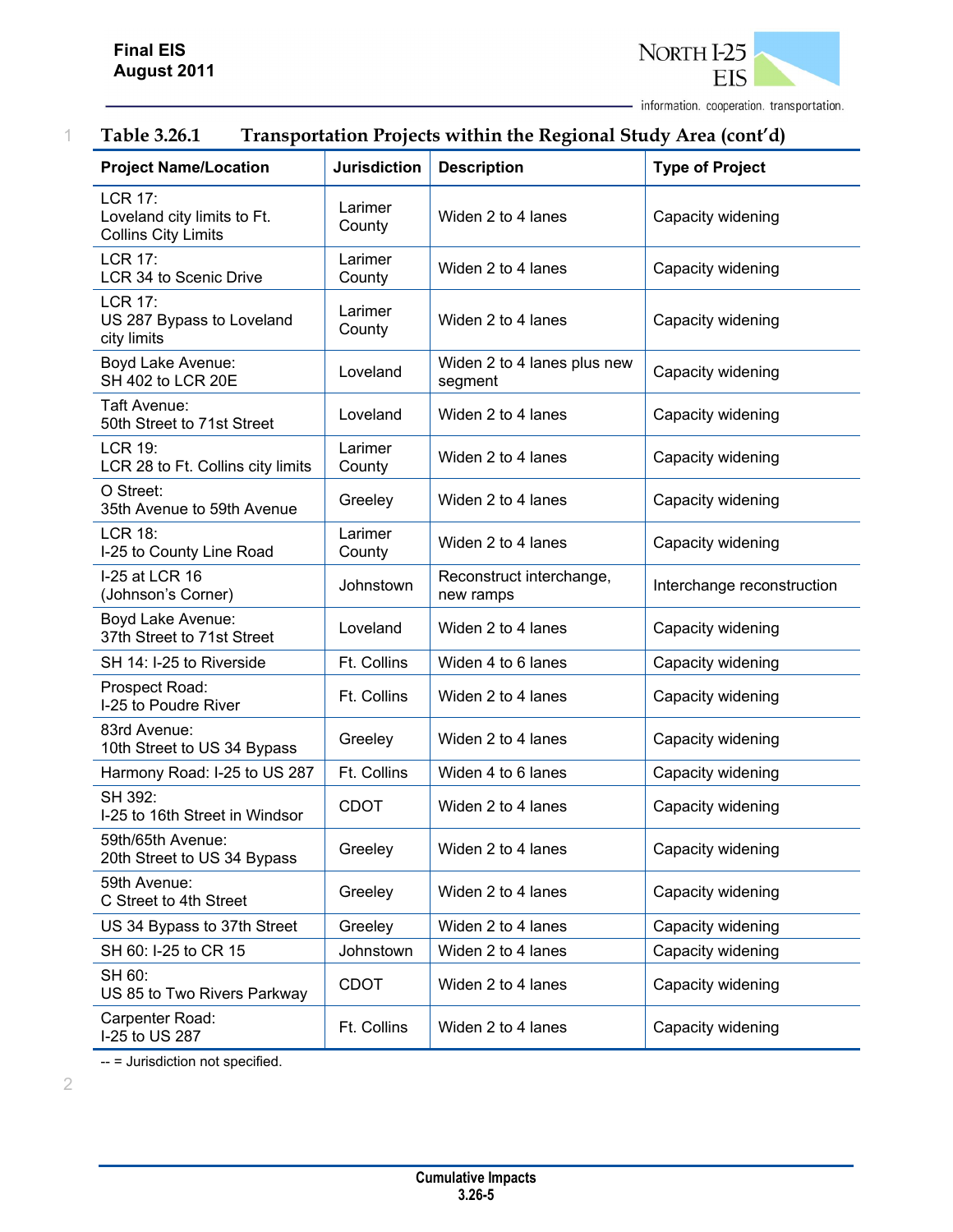**Table 3.26.1 Transportation Projects within the Regional Study Area (cont'd)**

| Project Name/Location | Jurisdiction | Description | Type of Project |
|---|---|---|---|
| LCR 17: Loveland city limits to Ft. Collins City Limits | Larimer County | Widen 2 to 4 lanes | Capacity widening |
| LCR 17: LCR 34 to Scenic Drive | Larimer County | Widen 2 to 4 lanes | Capacity widening |
| LCR 17: US 287 Bypass to Loveland city limits | Larimer County | Widen 2 to 4 lanes | Capacity widening |
| Boyd Lake Avenue: SH 402 to LCR 20E | Loveland | Widen 2 to 4 lanes plus new segment | Capacity widening |
| Taft Avenue: 50th Street to 71st Street | Loveland | Widen 2 to 4 lanes | Capacity widening |
| LCR 19: LCR 28 to Ft. Collins city limits | Larimer County | Widen 2 to 4 lanes | Capacity widening |
| O Street: 35th Avenue to 59th Avenue | Greeley | Widen 2 to 4 lanes | Capacity widening |
| LCR 18: I-25 to County Line Road | Larimer County | Widen 2 to 4 lanes | Capacity widening |
| I-25 at LCR 16 (Johnson's Corner) | Johnstown | Reconstruct interchange, new ramps | Interchange reconstruction |
| Boyd Lake Avenue: 37th Street to 71st Street | Loveland | Widen 2 to 4 lanes | Capacity widening |
| SH 14: I-25 to Riverside | Ft. Collins | Widen 4 to 6 lanes | Capacity widening |
| Prospect Road: I-25 to Poudre River | Ft. Collins | Widen 2 to 4 lanes | Capacity widening |
| 83rd Avenue: 10th Street to US 34 Bypass | Greeley | Widen 2 to 4 lanes | Capacity widening |
| Harmony Road: I-25 to US 287 | Ft. Collins | Widen 4 to 6 lanes | Capacity widening |
| SH 392: I-25 to 16th Street in Windsor | CDOT | Widen 2 to 4 lanes | Capacity widening |
| 59th/65th Avenue: 20th Street to US 34 Bypass | Greeley | Widen 2 to 4 lanes | Capacity widening |
| 59th Avenue: C Street to 4th Street | Greeley | Widen 2 to 4 lanes | Capacity widening |
| US 34 Bypass to 37th Street | Greeley | Widen 2 to 4 lanes | Capacity widening |
| SH 60: I-25 to CR 15 | Johnstown | Widen 2 to 4 lanes | Capacity widening |
| SH 60: US 85 to Two Rivers Parkway | CDOT | Widen 2 to 4 lanes | Capacity widening |
| Carpenter Road: I-25 to US 287 | Ft. Collins | Widen 2 to 4 lanes | Capacity widening |

-- = Jurisdiction not specified.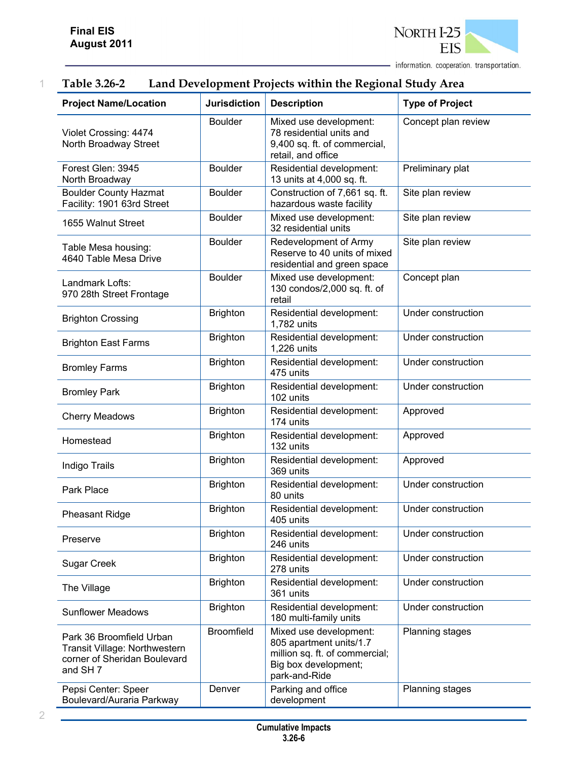Table 3.26-2 Land Development Projects within the Regional Study Area

| Project Name/Location | Jurisdiction | Description | Type of Project |
|---|---|---|---|
| Violet Crossing: 4474 North Broadway Street | Boulder | Mixed use development: 78 residential units and 9,400 sq. ft. of commercial, retail, and office | Concept plan review |
| Forest Glen: 3945 North Broadway | Boulder | Residential development: 13 units at 4,000 sq. ft. | Preliminary plat |
| Boulder County Hazmat Facility: 1901 63rd Street | Boulder | Construction of 7,661 sq. ft. hazardous waste facility | Site plan review |
| 1655 Walnut Street | Boulder | Mixed use development: 32 residential units | Site plan review |
| Table Mesa housing: 4640 Table Mesa Drive | Boulder | Redevelopment of Army Reserve to 40 units of mixed residential and green space | Site plan review |
| Landmark Lofts: 970 28th Street Frontage | Boulder | Mixed use development: 130 condos/2,000 sq. ft. of retail | Concept plan |
| Brighton Crossing | Brighton | Residential development: 1,782 units | Under construction |
| Brighton East Farms | Brighton | Residential development: 1,226 units | Under construction |
| Bromley Farms | Brighton | Residential development: 475 units | Under construction |
| Bromley Park | Brighton | Residential development: 102 units | Under construction |
| Cherry Meadows | Brighton | Residential development: 174 units | Approved |
| Homestead | Brighton | Residential development: 132 units | Approved |
| Indigo Trails | Brighton | Residential development: 369 units | Approved |
| Park Place | Brighton | Residential development: 80 units | Under construction |
| Pheasant Ridge | Brighton | Residential development: 405 units | Under construction |
| Preserve | Brighton | Residential development: 246 units | Under construction |
| Sugar Creek | Brighton | Residential development: 278 units | Under construction |
| The Village | Brighton | Residential development: 361 units | Under construction |
| Sunflower Meadows | Brighton | Residential development: 180 multi-family units | Under construction |
| Park 36 Broomfield Urban Transit Village: Northwestern corner of Sheridan Boulevard and SH 7 | Broomfield | Mixed use development: 805 apartment units/1.7 million sq. ft. of commercial; Big box development; park-and-Ride | Planning stages |
| Pepsi Center: Speer Boulevard/Auraria Parkway | Denver | Parking and office development | Planning stages |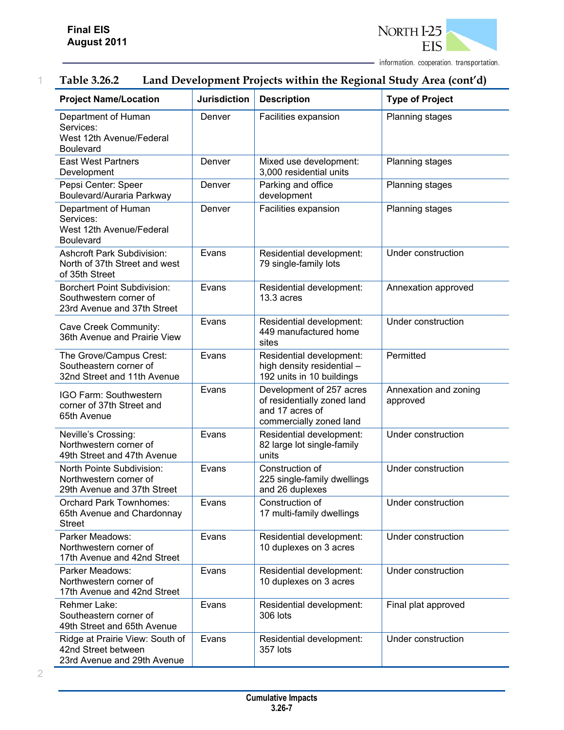**Table 3.26.2 Land Development Projects within the Regional Study Area (cont'd)**

| Project Name/Location | Jurisdiction | Description | Type of Project |
|---|---|---|---|
| Department of Human Services: West 12th Avenue/Federal Boulevard | Denver | Facilities expansion | Planning stages |
| East West Partners Development | Denver | Mixed use development: 3,000 residential units | Planning stages |
| Pepsi Center: Speer Boulevard/Auraria Parkway | Denver | Parking and office development | Planning stages |
| Department of Human Services: West 12th Avenue/Federal Boulevard | Denver | Facilities expansion | Planning stages |
| Ashcroft Park Subdivision: North of 37th Street and west of 35th Street | Evans | Residential development: 79 single-family lots | Under construction |
| Borchert Point Subdivision: Southwestern corner of 23rd Avenue and 37th Street | Evans | Residential development: 13.3 acres | Annexation approved |
| Cave Creek Community: 36th Avenue and Prairie View | Evans | Residential development: 449 manufactured home sites | Under construction |
| The Grove/Campus Crest: Southeastern corner of 32nd Street and 11th Avenue | Evans | Residential development: high density residential – 192 units in 10 buildings | Permitted |
| IGO Farm: Southwestern corner of 37th Street and 65th Avenue | Evans | Development of 257 acres of residentially zoned land and 17 acres of commercially zoned land | Annexation and zoning approved |
| Neville's Crossing: Northwestern corner of 49th Street and 47th Avenue | Evans | Residential development: 82 large lot single-family units | Under construction |
| North Pointe Subdivision: Northwestern corner of 29th Avenue and 37th Street | Evans | Construction of 225 single-family dwellings and 26 duplexes | Under construction |
| Orchard Park Townhomes: 65th Avenue and Chardonnay Street | Evans | Construction of 17 multi-family dwellings | Under construction |
| Parker Meadows: Northwestern corner of 17th Avenue and 42nd Street | Evans | Residential development: 10 duplexes on 3 acres | Under construction |
| Parker Meadows: Northwestern corner of 17th Avenue and 42nd Street | Evans | Residential development: 10 duplexes on 3 acres | Under construction |
| Rehmer Lake: Southeastern corner of 49th Street and 65th Avenue | Evans | Residential development: 306 lots | Final plat approved |
| Ridge at Prairie View: South of 42nd Street between 23rd Avenue and 29th Avenue | Evans | Residential development: 357 lots | Under construction |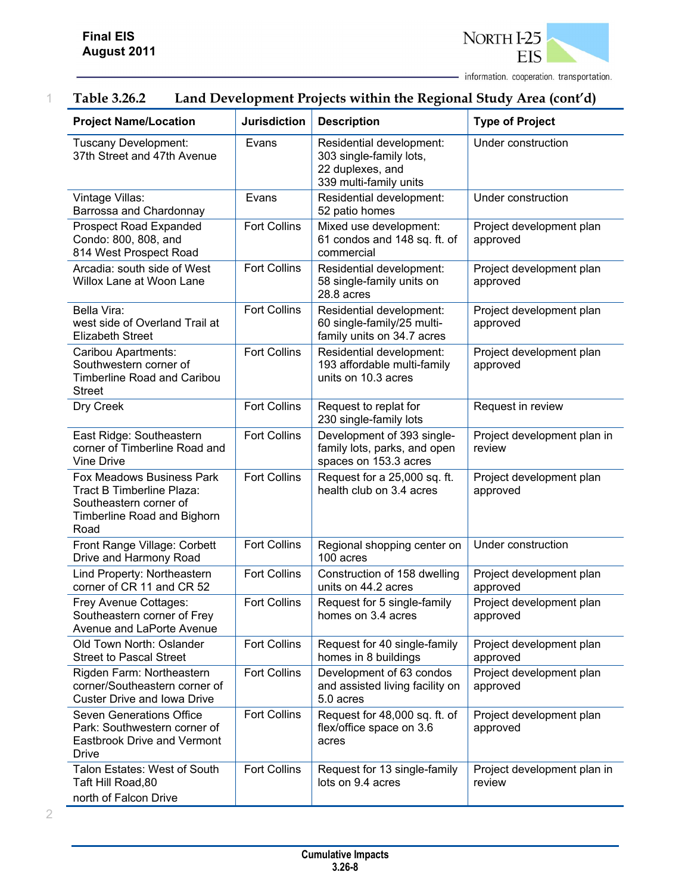### Table 3.26.2 Land Development Projects within the Regional Study Area (cont'd)

| Project Name/Location | Jurisdiction | Description | Type of Project |
|---|---|---|---|
| Tuscany Development: 37th Street and 47th Avenue | Evans | Residential development: 303 single-family lots, 22 duplexes, and 339 multi-family units | Under construction |
| Vintage Villas: Barrossa and Chardonnay | Evans | Residential development: 52 patio homes | Under construction |
| Prospect Road Expanded Condo: 800, 808, and 814 West Prospect Road | Fort Collins | Mixed use development: 61 condos and 148 sq. ft. of commercial | Project development plan approved |
| Arcadia: south side of West Willox Lane at Woon Lane | Fort Collins | Residential development: 58 single-family units on 28.8 acres | Project development plan approved |
| Bella Vira: west side of Overland Trail at Elizabeth Street | Fort Collins | Residential development: 60 single-family/25 multi-family units on 34.7 acres | Project development plan approved |
| Caribou Apartments: Southwestern corner of Timberline Road and Caribou Street | Fort Collins | Residential development: 193 affordable multi-family units on 10.3 acres | Project development plan approved |
| Dry Creek | Fort Collins | Request to replat for 230 single-family lots | Request in review |
| East Ridge: Southeastern corner of Timberline Road and Vine Drive | Fort Collins | Development of 393 single-family lots, parks, and open spaces on 153.3 acres | Project development plan in review |
| Fox Meadows Business Park Tract B Timberline Plaza: Southeastern corner of Timberline Road and Bighorn Road | Fort Collins | Request for a 25,000 sq. ft. health club on 3.4 acres | Project development plan approved |
| Front Range Village: Corbett Drive and Harmony Road | Fort Collins | Regional shopping center on 100 acres | Under construction |
| Lind Property: Northeastern corner of CR 11 and CR 52 | Fort Collins | Construction of 158 dwelling units on 44.2 acres | Project development plan approved |
| Frey Avenue Cottages: Southeastern corner of Frey Avenue and LaPorte Avenue | Fort Collins | Request for 5 single-family homes on 3.4 acres | Project development plan approved |
| Old Town North: Oslander Street to Pascal Street | Fort Collins | Request for 40 single-family homes in 8 buildings | Project development plan approved |
| Rigden Farm: Northeastern corner/Southeastern corner of Custer Drive and Iowa Drive | Fort Collins | Development of 63 condos and assisted living facility on 5.0 acres | Project development plan approved |
| Seven Generations Office Park: Southwestern corner of Eastbrook Drive and Vermont Drive | Fort Collins | Request for 48,000 sq. ft. of flex/office space on 3.6 acres | Project development plan approved |
| Talon Estates: West of South Taft Hill Road,80 north of Falcon Drive | Fort Collins | Request for 13 single-family lots on 9.4 acres | Project development plan in review |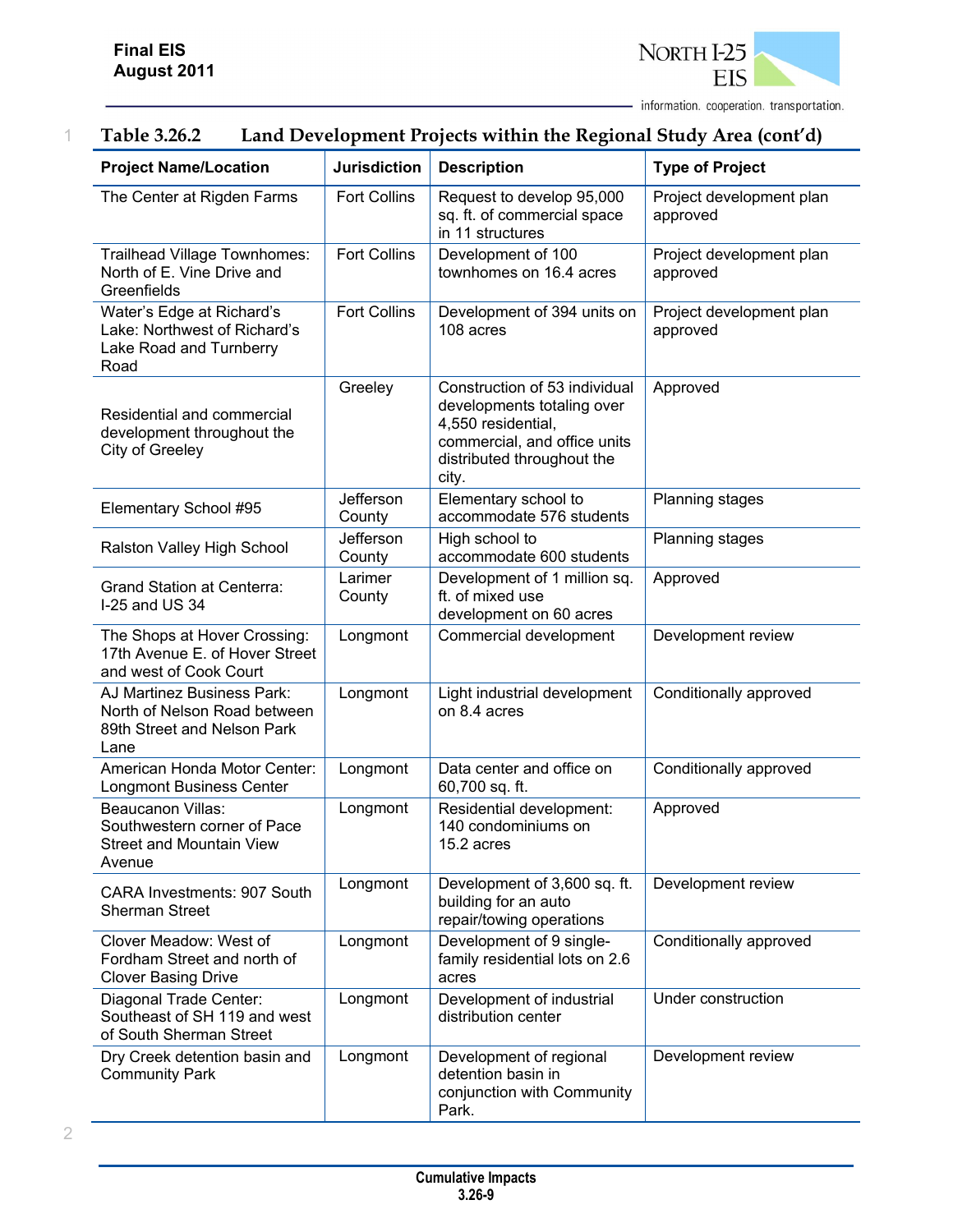### Table 3.26.2 Land Development Projects within the Regional Study Area (cont'd)

| Project Name/Location | Jurisdiction | Description | Type of Project |
|---|---|---|---|
| The Center at Rigden Farms | Fort Collins | Request to develop 95,000 sq. ft. of commercial space in 11 structures | Project development plan approved |
| Trailhead Village Townhomes: North of E. Vine Drive and Greenfields | Fort Collins | Development of 100 townhomes on 16.4 acres | Project development plan approved |
| Water's Edge at Richard's Lake: Northwest of Richard's Lake Road and Turnberry Road | Fort Collins | Development of 394 units on 108 acres | Project development plan approved |
| Residential and commercial development throughout the City of Greeley | Greeley | Construction of 53 individual developments totaling over 4,550 residential, commercial, and office units distributed throughout the city. | Approved |
| Elementary School #95 | Jefferson County | Elementary school to accommodate 576 students | Planning stages |
| Ralston Valley High School | Jefferson County | High school to accommodate 600 students | Planning stages |
| Grand Station at Centerra: I-25 and US 34 | Larimer County | Development of 1 million sq. ft. of mixed use development on 60 acres | Approved |
| The Shops at Hover Crossing: 17th Avenue E. of Hover Street and west of Cook Court | Longmont | Commercial development | Development review |
| AJ Martinez Business Park: North of Nelson Road between 89th Street and Nelson Park Lane | Longmont | Light industrial development on 8.4 acres | Conditionally approved |
| American Honda Motor Center: Longmont Business Center | Longmont | Data center and office on 60,700 sq. ft. | Conditionally approved |
| Beaucanon Villas: Southwestern corner of Pace Street and Mountain View Avenue | Longmont | Residential development: 140 condominiums on 15.2 acres | Approved |
| CARA Investments: 907 South Sherman Street | Longmont | Development of 3,600 sq. ft. building for an auto repair/towing operations | Development review |
| Clover Meadow: West of Fordham Street and north of Clover Basing Drive | Longmont | Development of 9 single-family residential lots on 2.6 acres | Conditionally approved |
| Diagonal Trade Center: Southeast of SH 119 and west of South Sherman Street | Longmont | Development of industrial distribution center | Under construction |
| Dry Creek detention basin and Community Park | Longmont | Development of regional detention basin in conjunction with Community Park. | Development review |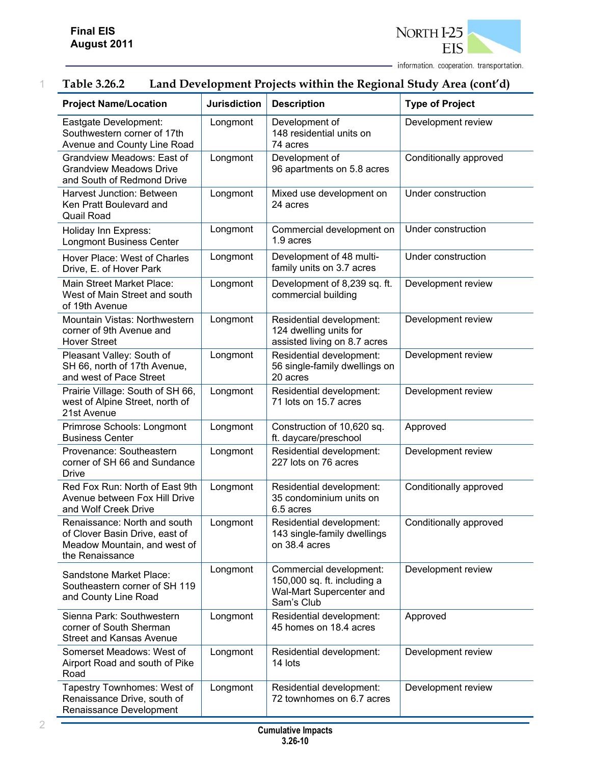**Table 3.26.2 Land Development Projects within the Regional Study Area (cont'd)**

| Project Name/Location | Jurisdiction | Description | Type of Project |
|---|---|---|---|
| Eastgate Development: Southwestern corner of 17th Avenue and County Line Road | Longmont | Development of 148 residential units on 74 acres | Development review |
| Grandview Meadows: East of Grandview Meadows Drive and South of Redmond Drive | Longmont | Development of 96 apartments on 5.8 acres | Conditionally approved |
| Harvest Junction: Between Ken Pratt Boulevard and Quail Road | Longmont | Mixed use development on 24 acres | Under construction |
| Holiday Inn Express: Longmont Business Center | Longmont | Commercial development on 1.9 acres | Under construction |
| Hover Place: West of Charles Drive, E. of Hover Park | Longmont | Development of 48 multi-family units on 3.7 acres | Under construction |
| Main Street Market Place: West of Main Street and south of 19th Avenue | Longmont | Development of 8,239 sq. ft. commercial building | Development review |
| Mountain Vistas: Northwestern corner of 9th Avenue and Hover Street | Longmont | Residential development: 124 dwelling units for assisted living on 8.7 acres | Development review |
| Pleasant Valley: South of SH 66, north of 17th Avenue, and west of Pace Street | Longmont | Residential development: 56 single-family dwellings on 20 acres | Development review |
| Prairie Village: South of SH 66, west of Alpine Street, north of 21st Avenue | Longmont | Residential development: 71 lots on 15.7 acres | Development review |
| Primrose Schools: Longmont Business Center | Longmont | Construction of 10,620 sq. ft. daycare/preschool | Approved |
| Provenance: Southeastern corner of SH 66 and Sundance Drive | Longmont | Residential development: 227 lots on 76 acres | Development review |
| Red Fox Run: North of East 9th Avenue between Fox Hill Drive and Wolf Creek Drive | Longmont | Residential development: 35 condominium units on 6.5 acres | Conditionally approved |
| Renaissance: North and south of Clover Basin Drive, east of Meadow Mountain, and west of the Renaissance | Longmont | Residential development: 143 single-family dwellings on 38.4 acres | Conditionally approved |
| Sandstone Market Place: Southeastern corner of SH 119 and County Line Road | Longmont | Commercial development: 150,000 sq. ft. including a Wal-Mart Supercenter and Sam's Club | Development review |
| Sienna Park: Southwestern corner of South Sherman Street and Kansas Avenue | Longmont | Residential development: 45 homes on 18.4 acres | Approved |
| Somerset Meadows: West of Airport Road and south of Pike Road | Longmont | Residential development: 14 lots | Development review |
| Tapestry Townhomes: West of Renaissance Drive, south of Renaissance Development | Longmont | Residential development: 72 townhomes on 6.7 acres | Development review |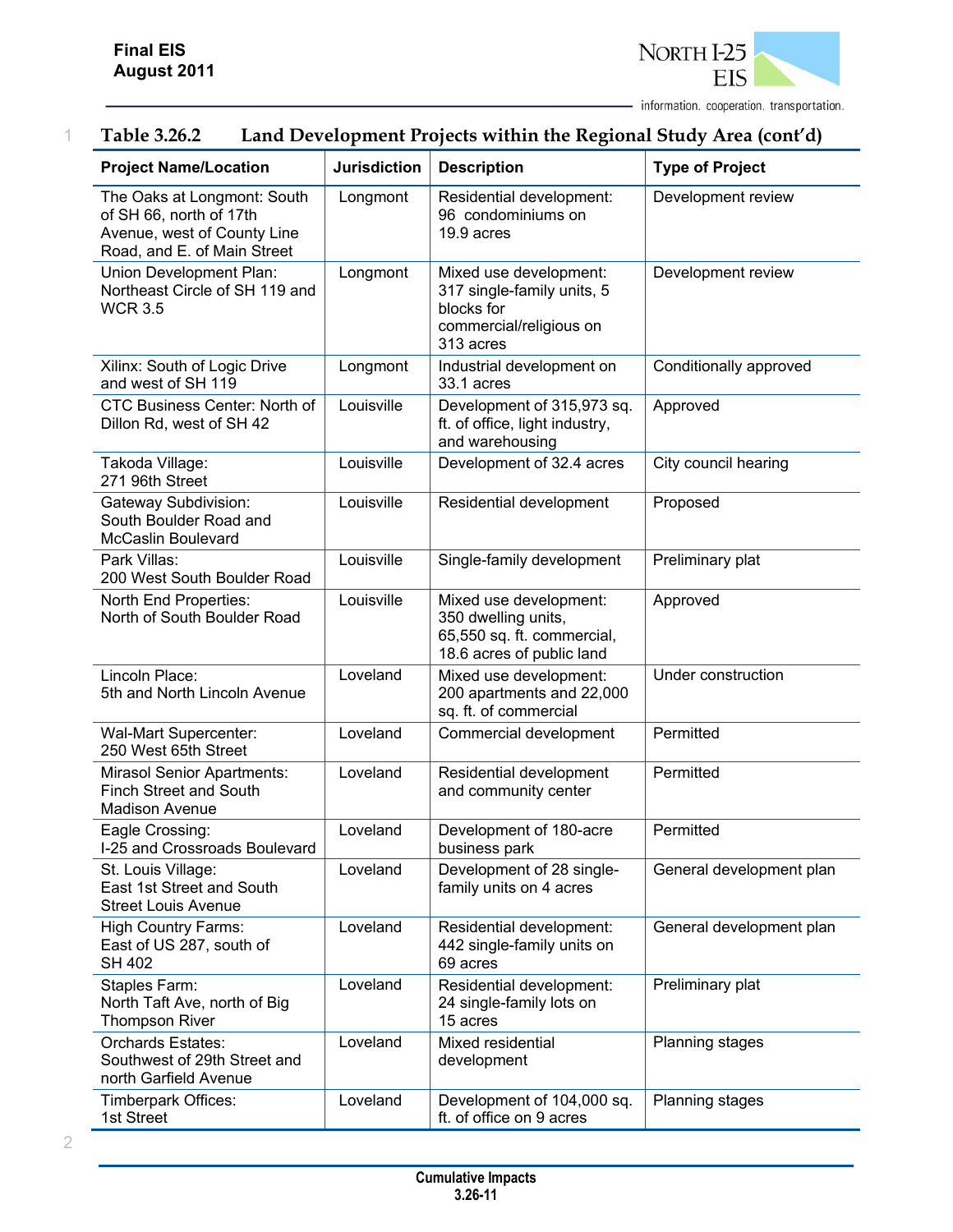**Table 3.26.2 Land Development Projects within the Regional Study Area (cont'd)**

| Project Name/Location | Jurisdiction | Description | Type of Project |
|---|---|---|---|
| The Oaks at Longmont: South of SH 66, north of 17th Avenue, west of County Line Road, and E. of Main Street | Longmont | Residential development: 96 condominiums on 19.9 acres | Development review |
| Union Development Plan: Northeast Circle of SH 119 and WCR 3.5 | Longmont | Mixed use development: 317 single-family units, 5 blocks for commercial/religious on 313 acres | Development review |
| Xilinx: South of Logic Drive and west of SH 119 | Longmont | Industrial development on 33.1 acres | Conditionally approved |
| CTC Business Center: North of Dillon Rd, west of SH 42 | Louisville | Development of 315,973 sq. ft. of office, light industry, and warehousing | Approved |
| Takoda Village: 271 96th Street | Louisville | Development of 32.4 acres | City council hearing |
| Gateway Subdivision: South Boulder Road and McCaslin Boulevard | Louisville | Residential development | Proposed |
| Park Villas: 200 West South Boulder Road | Louisville | Single-family development | Preliminary plat |
| North End Properties: North of South Boulder Road | Louisville | Mixed use development: 350 dwelling units, 65,550 sq. ft. commercial, 18.6 acres of public land | Approved |
| Lincoln Place: 5th and North Lincoln Avenue | Loveland | Mixed use development: 200 apartments and 22,000 sq. ft. of commercial | Under construction |
| Wal-Mart Supercenter: 250 West 65th Street | Loveland | Commercial development | Permitted |
| Mirasol Senior Apartments: Finch Street and South Madison Avenue | Loveland | Residential development and community center | Permitted |
| Eagle Crossing: I-25 and Crossroads Boulevard | Loveland | Development of 180-acre business park | Permitted |
| St. Louis Village: East 1st Street and South Street Louis Avenue | Loveland | Development of 28 single-family units on 4 acres | General development plan |
| High Country Farms: East of US 287, south of SH 402 | Loveland | Residential development: 442 single-family units on 69 acres | General development plan |
| Staples Farm: North Taft Ave, north of Big Thompson River | Loveland | Residential development: 24 single-family lots on 15 acres | Preliminary plat |
| Orchards Estates: Southwest of 29th Street and north Garfield Avenue | Loveland | Mixed residential development | Planning stages |
| Timberpark Offices: 1st Street | Loveland | Development of 104,000 sq. ft. of office on 9 acres | Planning stages |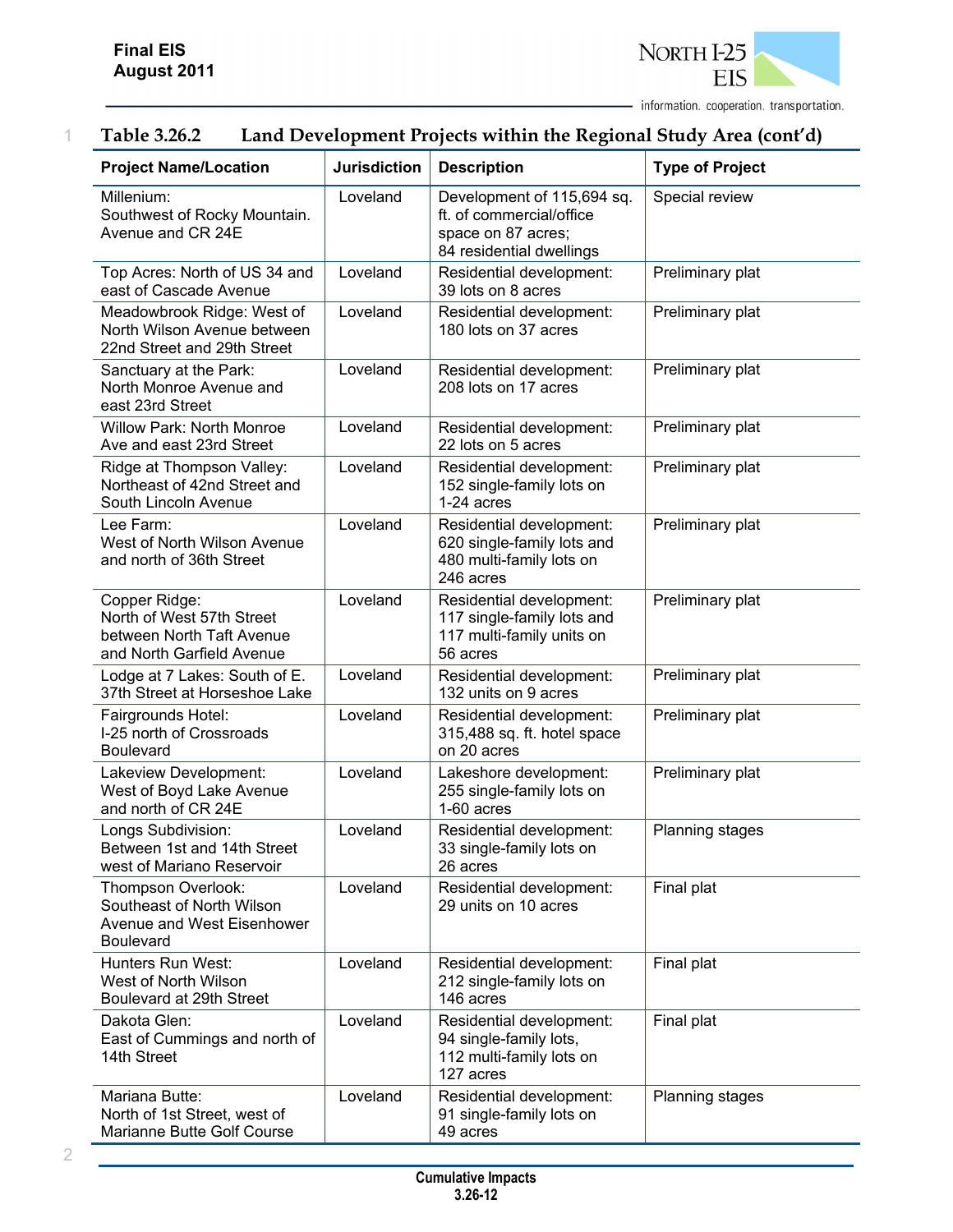## Table 3.26.2 Land Development Projects within the Regional Study Area (cont'd)

| Project Name/Location | Jurisdiction | Description | Type of Project |
|---|---|---|---|
| Millenium: Southwest of Rocky Mountain. Avenue and CR 24E | Loveland | Development of 115,694 sq. ft. of commercial/office space on 87 acres; 84 residential dwellings | Special review |
| Top Acres: North of US 34 and east of Cascade Avenue | Loveland | Residential development: 39 lots on 8 acres | Preliminary plat |
| Meadowbrook Ridge: West of North Wilson Avenue between 22nd Street and 29th Street | Loveland | Residential development: 180 lots on 37 acres | Preliminary plat |
| Sanctuary at the Park: North Monroe Avenue and east 23rd Street | Loveland | Residential development: 208 lots on 17 acres | Preliminary plat |
| Willow Park: North Monroe Ave and east 23rd Street | Loveland | Residential development: 22 lots on 5 acres | Preliminary plat |
| Ridge at Thompson Valley: Northeast of 42nd Street and South Lincoln Avenue | Loveland | Residential development: 152 single-family lots on 1-24 acres | Preliminary plat |
| Lee Farm: West of North Wilson Avenue and north of 36th Street | Loveland | Residential development: 620 single-family lots and 480 multi-family lots on 246 acres | Preliminary plat |
| Copper Ridge: North of West 57th Street between North Taft Avenue and North Garfield Avenue | Loveland | Residential development: 117 single-family lots and 117 multi-family units on 56 acres | Preliminary plat |
| Lodge at 7 Lakes: South of E. 37th Street at Horseshoe Lake | Loveland | Residential development: 132 units on 9 acres | Preliminary plat |
| Fairgrounds Hotel: I-25 north of Crossroads Boulevard | Loveland | Residential development: 315,488 sq. ft. hotel space on 20 acres | Preliminary plat |
| Lakeview Development: West of Boyd Lake Avenue and north of CR 24E | Loveland | Lakeshore development: 255 single-family lots on 1-60 acres | Preliminary plat |
| Longs Subdivision: Between 1st and 14th Street west of Mariano Reservoir | Loveland | Residential development: 33 single-family lots on 26 acres | Planning stages |
| Thompson Overlook: Southeast of North Wilson Avenue and West Eisenhower Boulevard | Loveland | Residential development: 29 units on 10 acres | Final plat |
| Hunters Run West: West of North Wilson Boulevard at 29th Street | Loveland | Residential development: 212 single-family lots on 146 acres | Final plat |
| Dakota Glen: East of Cummings and north of 14th Street | Loveland | Residential development: 94 single-family lots, 112 multi-family lots on 127 acres | Final plat |
| Mariana Butte: North of 1st Street, west of Marianne Butte Golf Course | Loveland | Residential development: 91 single-family lots on 49 acres | Planning stages |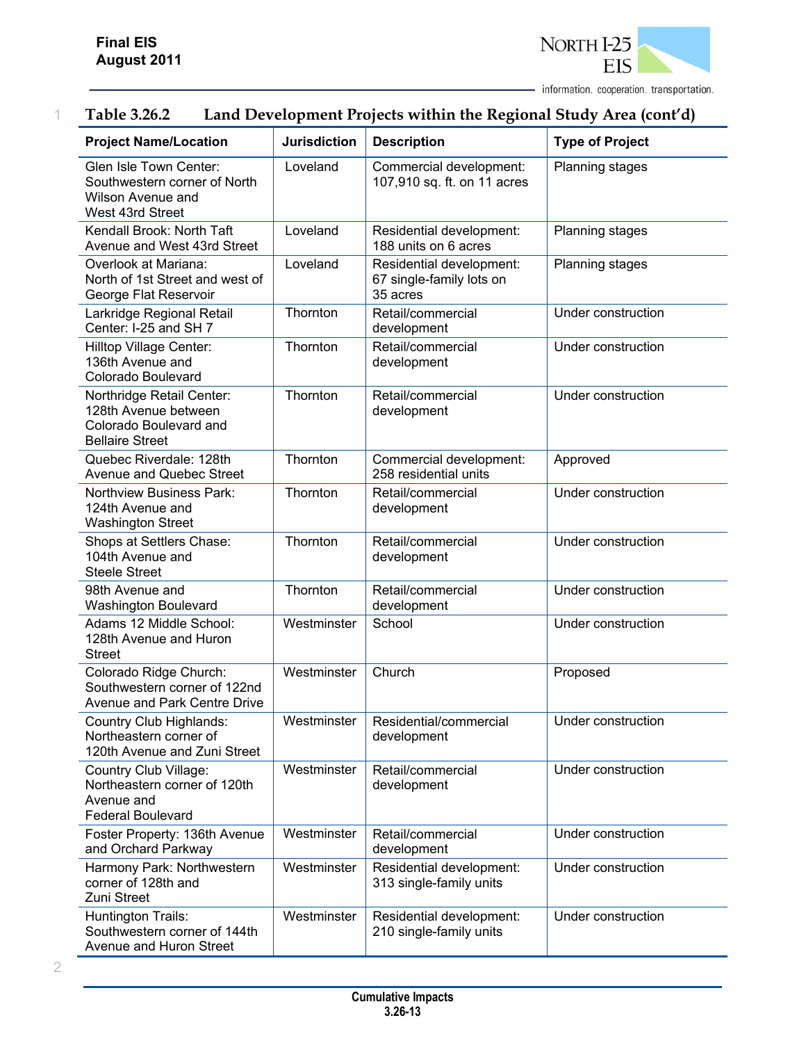**Table 3.26.2 Land Development Projects within the Regional Study Area (cont'd)**

| Project Name/Location | Jurisdiction | Description | Type of Project |
|---|---|---|---|
| Glen Isle Town Center: Southwestern corner of North Wilson Avenue and West 43rd Street | Loveland | Commercial development: 107,910 sq. ft. on 11 acres | Planning stages |
| Kendall Brook: North Taft Avenue and West 43rd Street | Loveland | Residential development: 188 units on 6 acres | Planning stages |
| Overlook at Mariana: North of 1st Street and west of George Flat Reservoir | Loveland | Residential development: 67 single-family lots on 35 acres | Planning stages |
| Larkridge Regional Retail Center: I-25 and SH 7 | Thornton | Retail/commercial development | Under construction |
| Hilltop Village Center: 136th Avenue and Colorado Boulevard | Thornton | Retail/commercial development | Under construction |
| Northridge Retail Center: 128th Avenue between Colorado Boulevard and Bellaire Street | Thornton | Retail/commercial development | Under construction |
| Quebec Riverdale: 128th Avenue and Quebec Street | Thornton | Commercial development: 258 residential units | Approved |
| Northview Business Park: 124th Avenue and Washington Street | Thornton | Retail/commercial development | Under construction |
| Shops at Settlers Chase: 104th Avenue and Steele Street | Thornton | Retail/commercial development | Under construction |
| 98th Avenue and Washington Boulevard | Thornton | Retail/commercial development | Under construction |
| Adams 12 Middle School: 128th Avenue and Huron Street | Westminster | School | Under construction |
| Colorado Ridge Church: Southwestern corner of 122nd Avenue and Park Centre Drive | Westminster | Church | Proposed |
| Country Club Highlands: Northeastern corner of 120th Avenue and Zuni Street | Westminster | Residential/commercial development | Under construction |
| Country Club Village: Northeastern corner of 120th Avenue and Federal Boulevard | Westminster | Retail/commercial development | Under construction |
| Foster Property: 136th Avenue and Orchard Parkway | Westminster | Retail/commercial development | Under construction |
| Harmony Park: Northwestern corner of 128th and Zuni Street | Westminster | Residential development: 313 single-family units | Under construction |
| Huntington Trails: Southwestern corner of 144th Avenue and Huron Street | Westminster | Residential development: 210 single-family units | Under construction |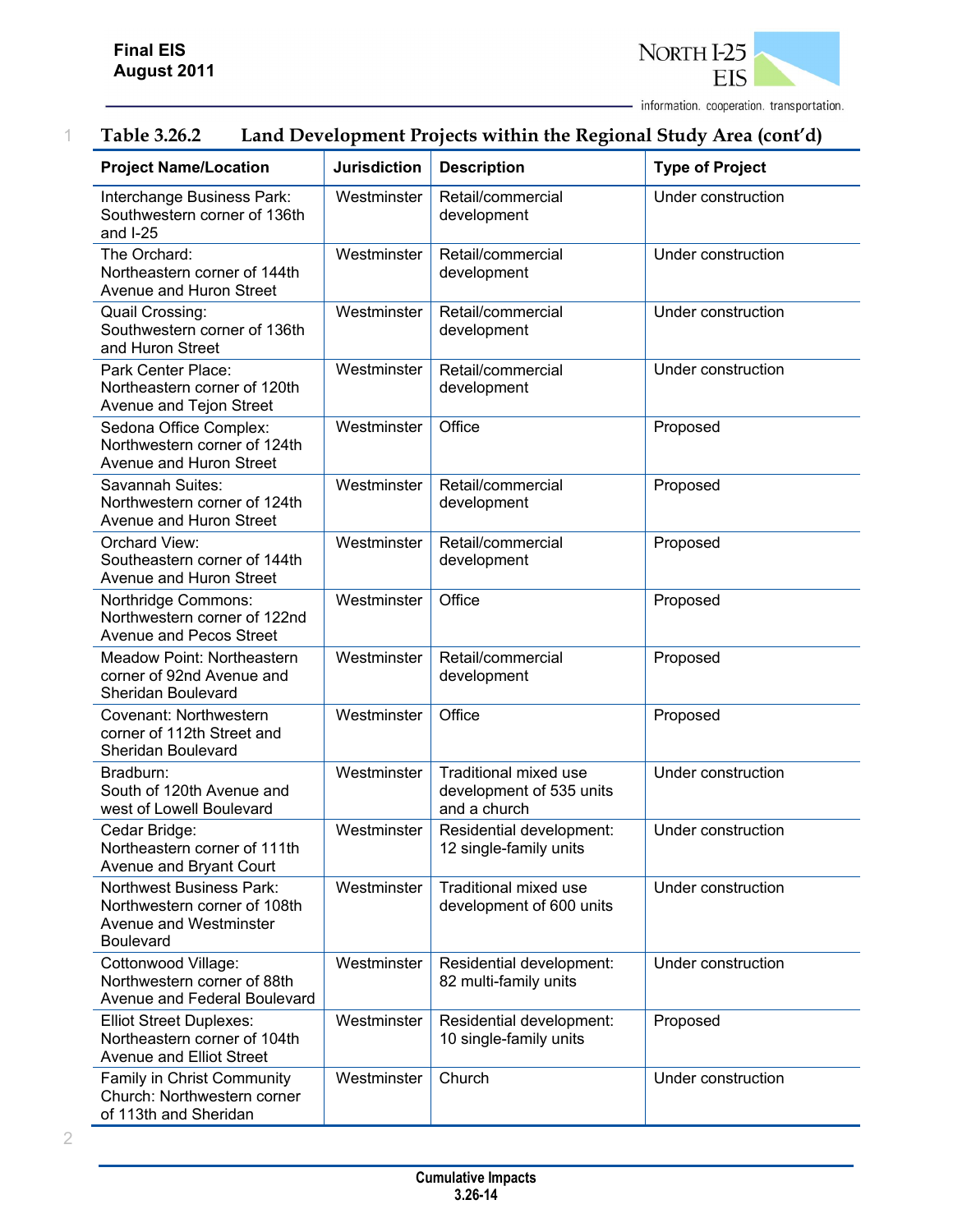**Table 3.26.2 Land Development Projects within the Regional Study Area (cont'd)**

| Project Name/Location | Jurisdiction | Description | Type of Project |
|---|---|---|---|
| Interchange Business Park: Southwestern corner of 136th and I-25 | Westminster | Retail/commercial development | Under construction |
| The Orchard: Northeastern corner of 144th Avenue and Huron Street | Westminster | Retail/commercial development | Under construction |
| Quail Crossing: Southwestern corner of 136th and Huron Street | Westminster | Retail/commercial development | Under construction |
| Park Center Place: Northeastern corner of 120th Avenue and Tejon Street | Westminster | Retail/commercial development | Under construction |
| Sedona Office Complex: Northwestern corner of 124th Avenue and Huron Street | Westminster | Office | Proposed |
| Savannah Suites: Northwestern corner of 124th Avenue and Huron Street | Westminster | Retail/commercial development | Proposed |
| Orchard View: Southeastern corner of 144th Avenue and Huron Street | Westminster | Retail/commercial development | Proposed |
| Northridge Commons: Northwestern corner of 122nd Avenue and Pecos Street | Westminster | Office | Proposed |
| Meadow Point: Northeastern corner of 92nd Avenue and Sheridan Boulevard | Westminster | Retail/commercial development | Proposed |
| Covenant: Northwestern corner of 112th Street and Sheridan Boulevard | Westminster | Office | Proposed |
| Bradburn: South of 120th Avenue and west of Lowell Boulevard | Westminster | Traditional mixed use development of 535 units and a church | Under construction |
| Cedar Bridge: Northeastern corner of 111th Avenue and Bryant Court | Westminster | Residential development: 12 single-family units | Under construction |
| Northwest Business Park: Northwestern corner of 108th Avenue and Westminster Boulevard | Westminster | Traditional mixed use development of 600 units | Under construction |
| Cottonwood Village: Northwestern corner of 88th Avenue and Federal Boulevard | Westminster | Residential development: 82 multi-family units | Under construction |
| Elliot Street Duplexes: Northeastern corner of 104th Avenue and Elliot Street | Westminster | Residential development: 10 single-family units | Proposed |
| Family in Christ Community Church: Northwestern corner of 113th and Sheridan | Westminster | Church | Under construction |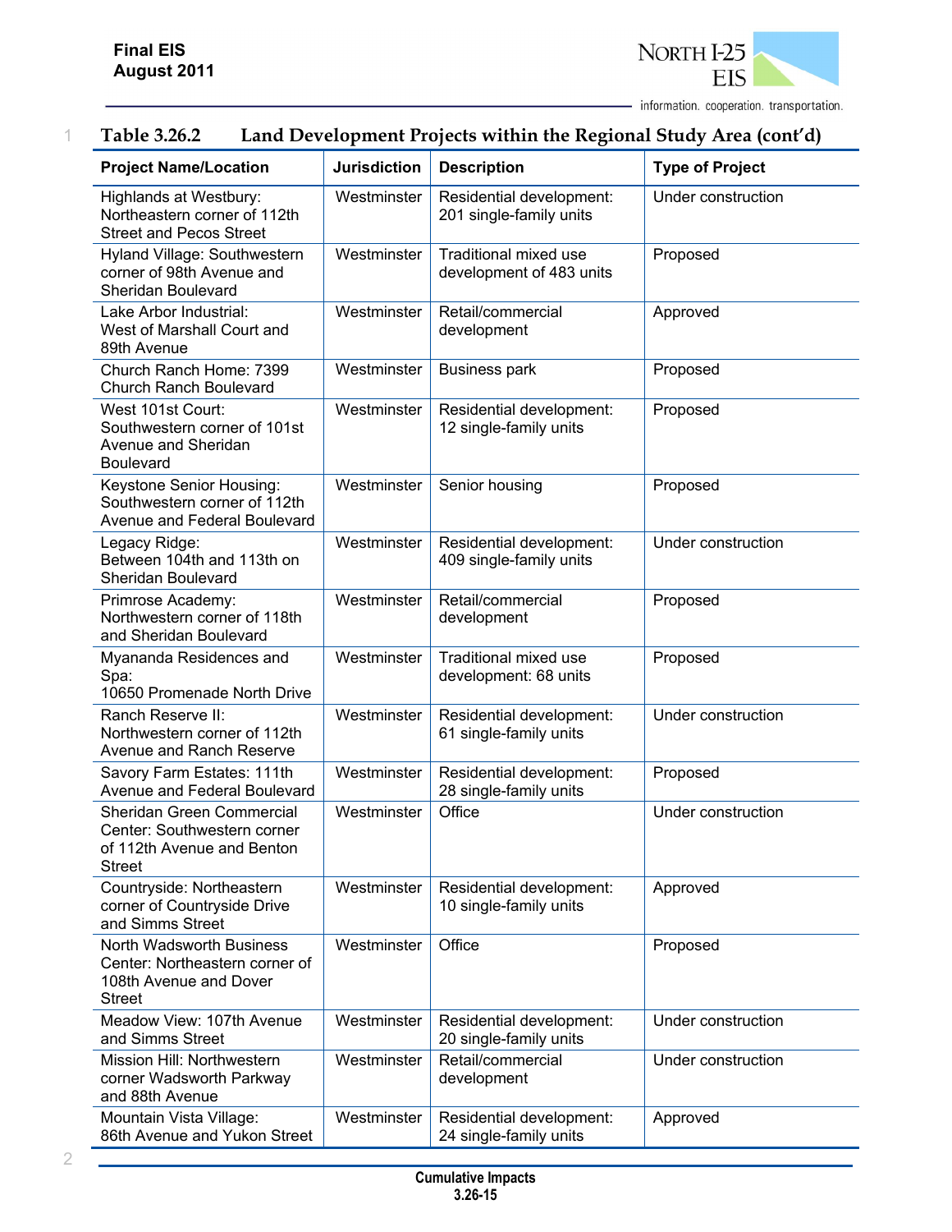### Table 3.26.2 Land Development Projects within the Regional Study Area (cont'd)

| Project Name/Location | Jurisdiction | Description | Type of Project |
|---|---|---|---|
| Highlands at Westbury: Northeastern corner of 112th Street and Pecos Street | Westminster | Residential development: 201 single-family units | Under construction |
| Hyland Village: Southwestern corner of 98th Avenue and Sheridan Boulevard | Westminster | Traditional mixed use development of 483 units | Proposed |
| Lake Arbor Industrial: West of Marshall Court and 89th Avenue | Westminster | Retail/commercial development | Approved |
| Church Ranch Home: 7399 Church Ranch Boulevard | Westminster | Business park | Proposed |
| West 101st Court: Southwestern corner of 101st Avenue and Sheridan Boulevard | Westminster | Residential development: 12 single-family units | Proposed |
| Keystone Senior Housing: Southwestern corner of 112th Avenue and Federal Boulevard | Westminster | Senior housing | Proposed |
| Legacy Ridge: Between 104th and 113th on Sheridan Boulevard | Westminster | Residential development: 409 single-family units | Under construction |
| Primrose Academy: Northwestern corner of 118th and Sheridan Boulevard | Westminster | Retail/commercial development | Proposed |
| Myananda Residences and Spa: 10650 Promenade North Drive | Westminster | Traditional mixed use development: 68 units | Proposed |
| Ranch Reserve II: Northwestern corner of 112th Avenue and Ranch Reserve | Westminster | Residential development: 61 single-family units | Under construction |
| Savory Farm Estates: 111th Avenue and Federal Boulevard | Westminster | Residential development: 28 single-family units | Proposed |
| Sheridan Green Commercial Center: Southwestern corner of 112th Avenue and Benton Street | Westminster | Office | Under construction |
| Countryside: Northeastern corner of Countryside Drive and Simms Street | Westminster | Residential development: 10 single-family units | Approved |
| North Wadsworth Business Center: Northeastern corner of 108th Avenue and Dover Street | Westminster | Office | Proposed |
| Meadow View: 107th Avenue and Simms Street | Westminster | Residential development: 20 single-family units | Under construction |
| Mission Hill: Northwestern corner Wadsworth Parkway and 88th Avenue | Westminster | Retail/commercial development | Under construction |
| Mountain Vista Village: 86th Avenue and Yukon Street | Westminster | Residential development: 24 single-family units | Approved |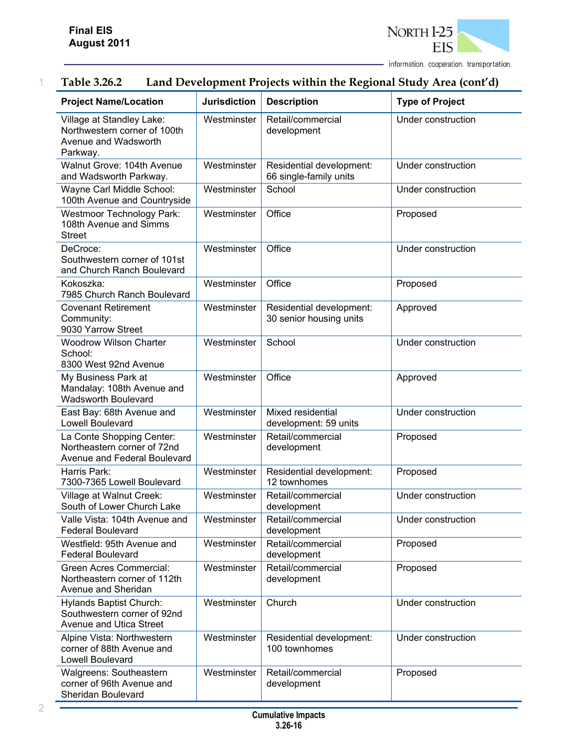**Table 3.26.2 Land Development Projects within the Regional Study Area (cont'd)**

| Project Name/Location | Jurisdiction | Description | Type of Project |
|---|---|---|---|
| Village at Standley Lake: Northwestern corner of 100th Avenue and Wadsworth Parkway. | Westminster | Retail/commercial development | Under construction |
| Walnut Grove: 104th Avenue and Wadsworth Parkway. | Westminster | Residential development: 66 single-family units | Under construction |
| Wayne Carl Middle School: 100th Avenue and Countryside | Westminster | School | Under construction |
| Westmoor Technology Park: 108th Avenue and Simms Street | Westminster | Office | Proposed |
| DeCroce: Southwestern corner of 101st and Church Ranch Boulevard | Westminster | Office | Under construction |
| Kokoszka: 7985 Church Ranch Boulevard | Westminster | Office | Proposed |
| Covenant Retirement Community: 9030 Yarrow Street | Westminster | Residential development: 30 senior housing units | Approved |
| Woodrow Wilson Charter School: 8300 West 92nd Avenue | Westminster | School | Under construction |
| My Business Park at Mandalay: 108th Avenue and Wadsworth Boulevard | Westminster | Office | Approved |
| East Bay: 68th Avenue and Lowell Boulevard | Westminster | Mixed residential development: 59 units | Under construction |
| La Conte Shopping Center: Northeastern corner of 72nd Avenue and Federal Boulevard | Westminster | Retail/commercial development | Proposed |
| Harris Park: 7300-7365 Lowell Boulevard | Westminster | Residential development: 12 townhomes | Proposed |
| Village at Walnut Creek: South of Lower Church Lake | Westminster | Retail/commercial development | Under construction |
| Valle Vista: 104th Avenue and Federal Boulevard | Westminster | Retail/commercial development | Under construction |
| Westfield: 95th Avenue and Federal Boulevard | Westminster | Retail/commercial development | Proposed |
| Green Acres Commercial: Northeastern corner of 112th Avenue and Sheridan | Westminster | Retail/commercial development | Proposed |
| Hylands Baptist Church: Southwestern corner of 92nd Avenue and Utica Street | Westminster | Church | Under construction |
| Alpine Vista: Northwestern corner of 88th Avenue and Lowell Boulevard | Westminster | Residential development: 100 townhomes | Under construction |
| Walgreens: Southeastern corner of 96th Avenue and Sheridan Boulevard | Westminster | Retail/commercial development | Proposed |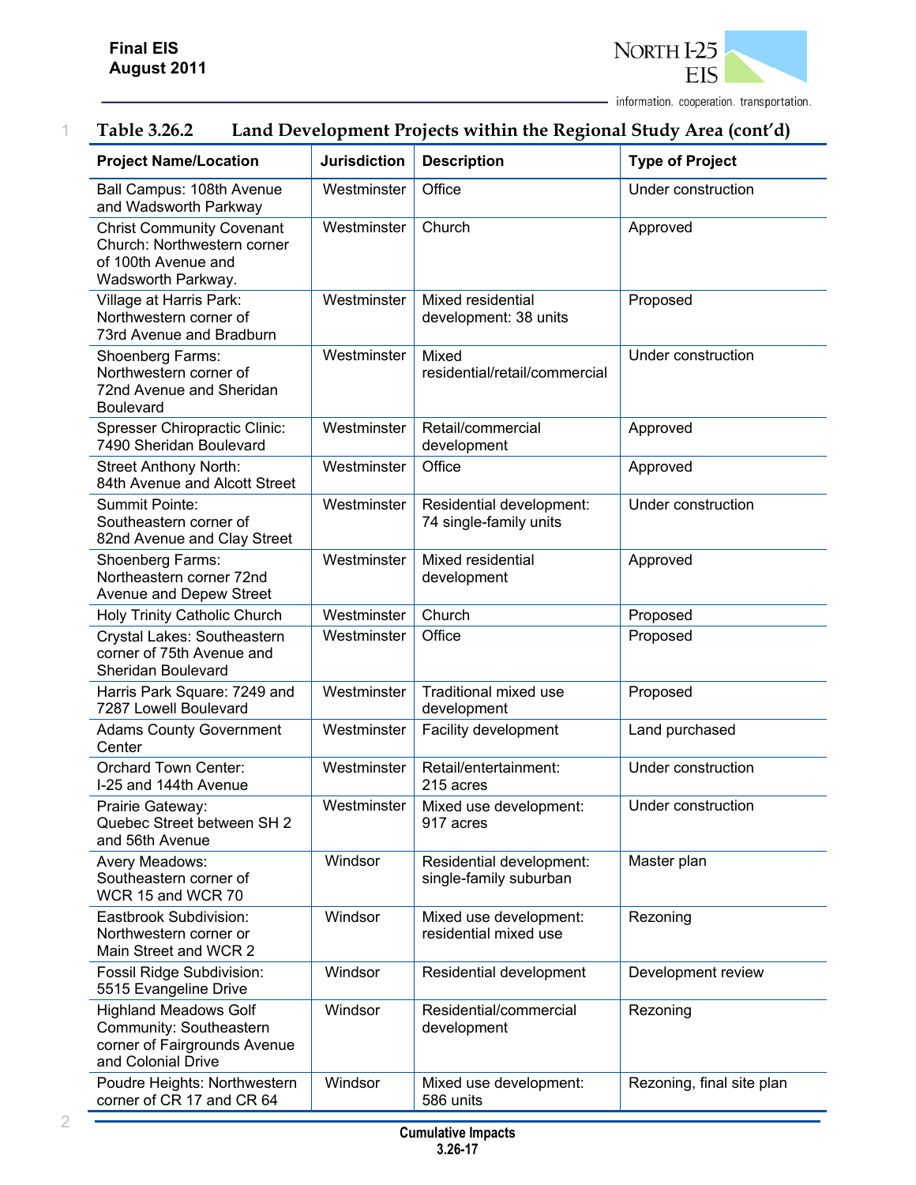### Table 3.26.2 Land Development Projects within the Regional Study Area (cont'd)

| Project Name/Location | Jurisdiction | Description | Type of Project |
|---|---|---|---|
| Ball Campus: 108th Avenue and Wadsworth Parkway | Westminster | Office | Under construction |
| Christ Community Covenant Church: Northwestern corner of 100th Avenue and Wadsworth Parkway. | Westminster | Church | Approved |
| Village at Harris Park: Northwestern corner of 73rd Avenue and Bradburn | Westminster | Mixed residential development: 38 units | Proposed |
| Shoenberg Farms: Northwestern corner of 72nd Avenue and Sheridan Boulevard | Westminster | Mixed residential/retail/commercial | Under construction |
| Spresser Chiropractic Clinic: 7490 Sheridan Boulevard | Westminster | Retail/commercial development | Approved |
| Street Anthony North: 84th Avenue and Alcott Street | Westminster | Office | Approved |
| Summit Pointe: Southeastern corner of 82nd Avenue and Clay Street | Westminster | Residential development: 74 single-family units | Under construction |
| Shoenberg Farms: Northeastern corner 72nd Avenue and Depew Street | Westminster | Mixed residential development | Approved |
| Holy Trinity Catholic Church | Westminster | Church | Proposed |
| Crystal Lakes: Southeastern corner of 75th Avenue and Sheridan Boulevard | Westminster | Office | Proposed |
| Harris Park Square: 7249 and 7287 Lowell Boulevard | Westminster | Traditional mixed use development | Proposed |
| Adams County Government Center | Westminster | Facility development | Land purchased |
| Orchard Town Center: I-25 and 144th Avenue | Westminster | Retail/entertainment: 215 acres | Under construction |
| Prairie Gateway: Quebec Street between SH 2 and 56th Avenue | Westminster | Mixed use development: 917 acres | Under construction |
| Avery Meadows: Southeastern corner of WCR 15 and WCR 70 | Windsor | Residential development: single-family suburban | Master plan |
| Eastbrook Subdivision: Northwestern corner or Main Street and WCR 2 | Windsor | Mixed use development: residential mixed use | Rezoning |
| Fossil Ridge Subdivision: 5515 Evangeline Drive | Windsor | Residential development | Development review |
| Highland Meadows Golf Community: Southeastern corner of Fairgrounds Avenue and Colonial Drive | Windsor | Residential/commercial development | Rezoning |
| Poudre Heights: Northwestern corner of CR 17 and CR 64 | Windsor | Mixed use development: 586 units | Rezoning, final site plan |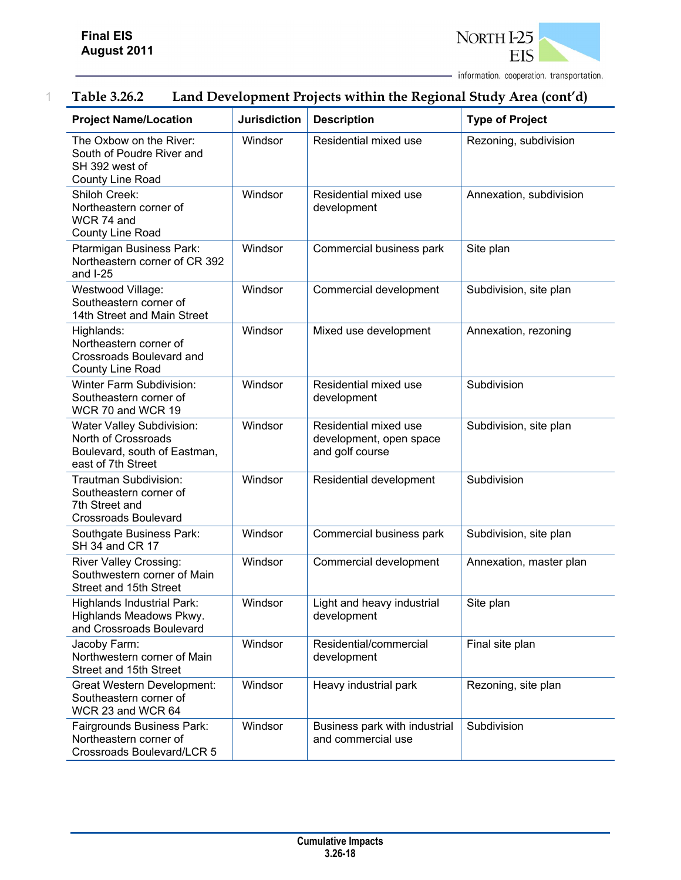**Table 3.26.2 Land Development Projects within the Regional Study Area (cont'd)**

| Project Name/Location | Jurisdiction | Description | Type of Project |
|---|---|---|---|
| The Oxbow on the River: South of Poudre River and SH 392 west of County Line Road | Windsor | Residential mixed use | Rezoning, subdivision |
| Shiloh Creek: Northeastern corner of WCR 74 and County Line Road | Windsor | Residential mixed use development | Annexation, subdivision |
| Ptarmigan Business Park: Northeastern corner of CR 392 and I-25 | Windsor | Commercial business park | Site plan |
| Westwood Village: Southeastern corner of 14th Street and Main Street | Windsor | Commercial development | Subdivision, site plan |
| Highlands: Northeastern corner of Crossroads Boulevard and County Line Road | Windsor | Mixed use development | Annexation, rezoning |
| Winter Farm Subdivision: Southeastern corner of WCR 70 and WCR 19 | Windsor | Residential mixed use development | Subdivision |
| Water Valley Subdivision: North of Crossroads Boulevard, south of Eastman, east of 7th Street | Windsor | Residential mixed use development, open space and golf course | Subdivision, site plan |
| Trautman Subdivision: Southeastern corner of 7th Street and Crossroads Boulevard | Windsor | Residential development | Subdivision |
| Southgate Business Park: SH 34 and CR 17 | Windsor | Commercial business park | Subdivision, site plan |
| River Valley Crossing: Southwestern corner of Main Street and 15th Street | Windsor | Commercial development | Annexation, master plan |
| Highlands Industrial Park: Highlands Meadows Pkwy. and Crossroads Boulevard | Windsor | Light and heavy industrial development | Site plan |
| Jacoby Farm: Northwestern corner of Main Street and 15th Street | Windsor | Residential/commercial development | Final site plan |
| Great Western Development: Southeastern corner of WCR 23 and WCR 64 | Windsor | Heavy industrial park | Rezoning, site plan |
| Fairgrounds Business Park: Northeastern corner of Crossroads Boulevard/LCR 5 | Windsor | Business park with industrial and commercial use | Subdivision |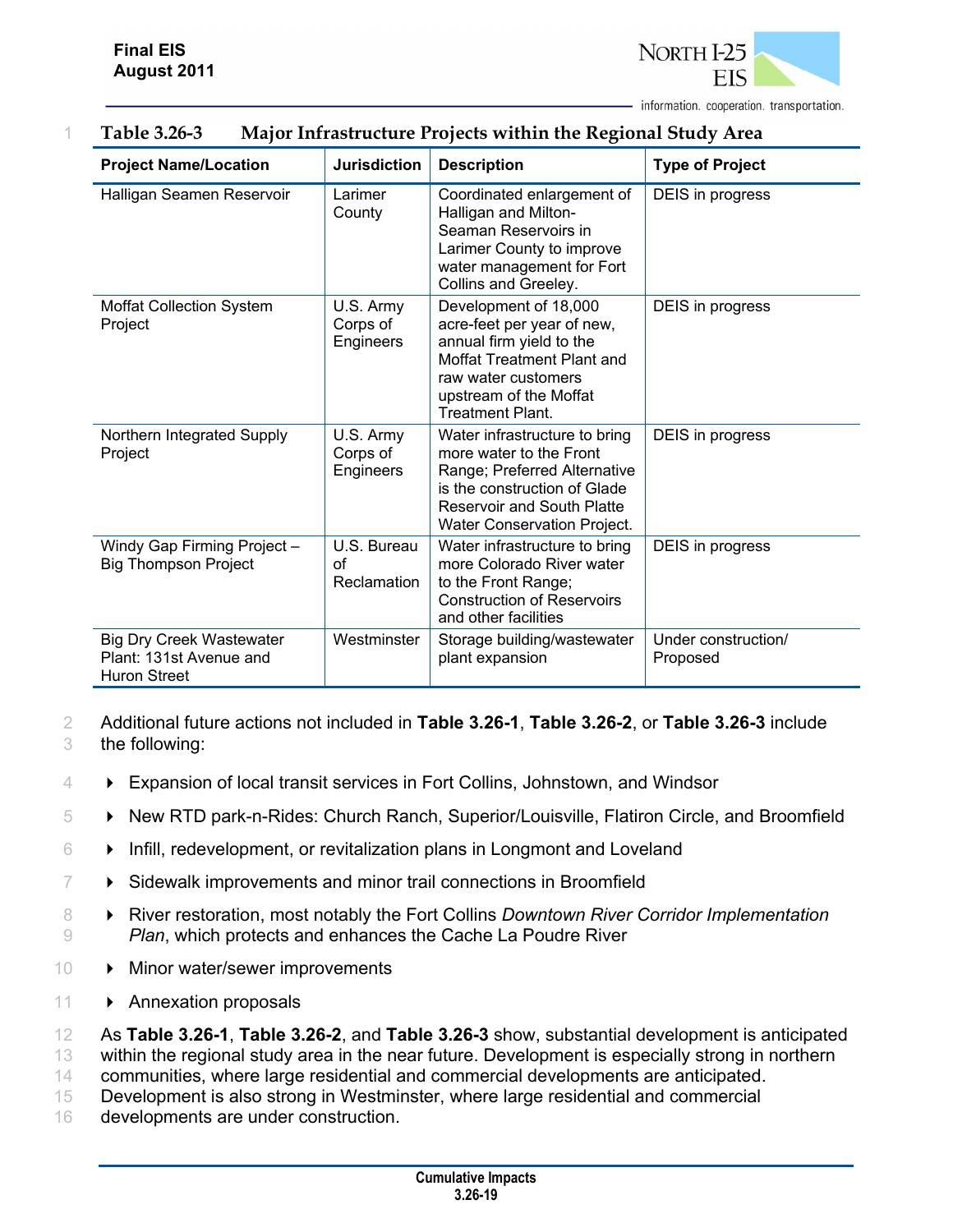**Table 3.26-3 Major Infrastructure Projects within the Regional Study Area**

| Project Name/Location | Jurisdiction | Description | Type of Project |
|---|---|---|---|
| Halligan Seamen Reservoir | Larimer County | Coordinated enlargement of Halligan and Milton-Seaman Reservoirs in Larimer County to improve water management for Fort Collins and Greeley. | DEIS in progress |
| Moffat Collection System Project | U.S. Army Corps of Engineers | Development of 18,000 acre-feet per year of new, annual firm yield to the Moffat Treatment Plant and raw water customers upstream of the Moffat Treatment Plant. | DEIS in progress |
| Northern Integrated Supply Project | U.S. Army Corps of Engineers | Water infrastructure to bring more water to the Front Range; Preferred Alternative is the construction of Glade Reservoir and South Platte Water Conservation Project. | DEIS in progress |
| Windy Gap Firming Project – Big Thompson Project | U.S. Bureau of Reclamation | Water infrastructure to bring more Colorado River water to the Front Range; Construction of Reservoirs and other facilities | DEIS in progress |
| Big Dry Creek Wastewater Plant: 131st Avenue and Huron Street | Westminster | Storage building/wastewater plant expansion | Under construction/ Proposed |

Additional future actions not included in **Table 3.26-1**, **Table 3.26-2**, or **Table 3.26-3** include the following:

- Expansion of local transit services in Fort Collins, Johnstown, and Windsor
- New RTD park-n-Rides: Church Ranch, Superior/Louisville, Flatiron Circle, and Broomfield
- Infill, redevelopment, or revitalization plans in Longmont and Loveland
- Sidewalk improvements and minor trail connections in Broomfield
- River restoration, most notably the Fort Collins *Downtown River Corridor Implementation Plan*, which protects and enhances the Cache La Poudre River
- Minor water/sewer improvements
- Annexation proposals

As **Table 3.26-1**, **Table 3.26-2**, and **Table 3.26-3** show, substantial development is anticipated within the regional study area in the near future. Development is especially strong in northern communities, where large residential and commercial developments are anticipated. Development is also strong in Westminster, where large residential and commercial developments are under construction.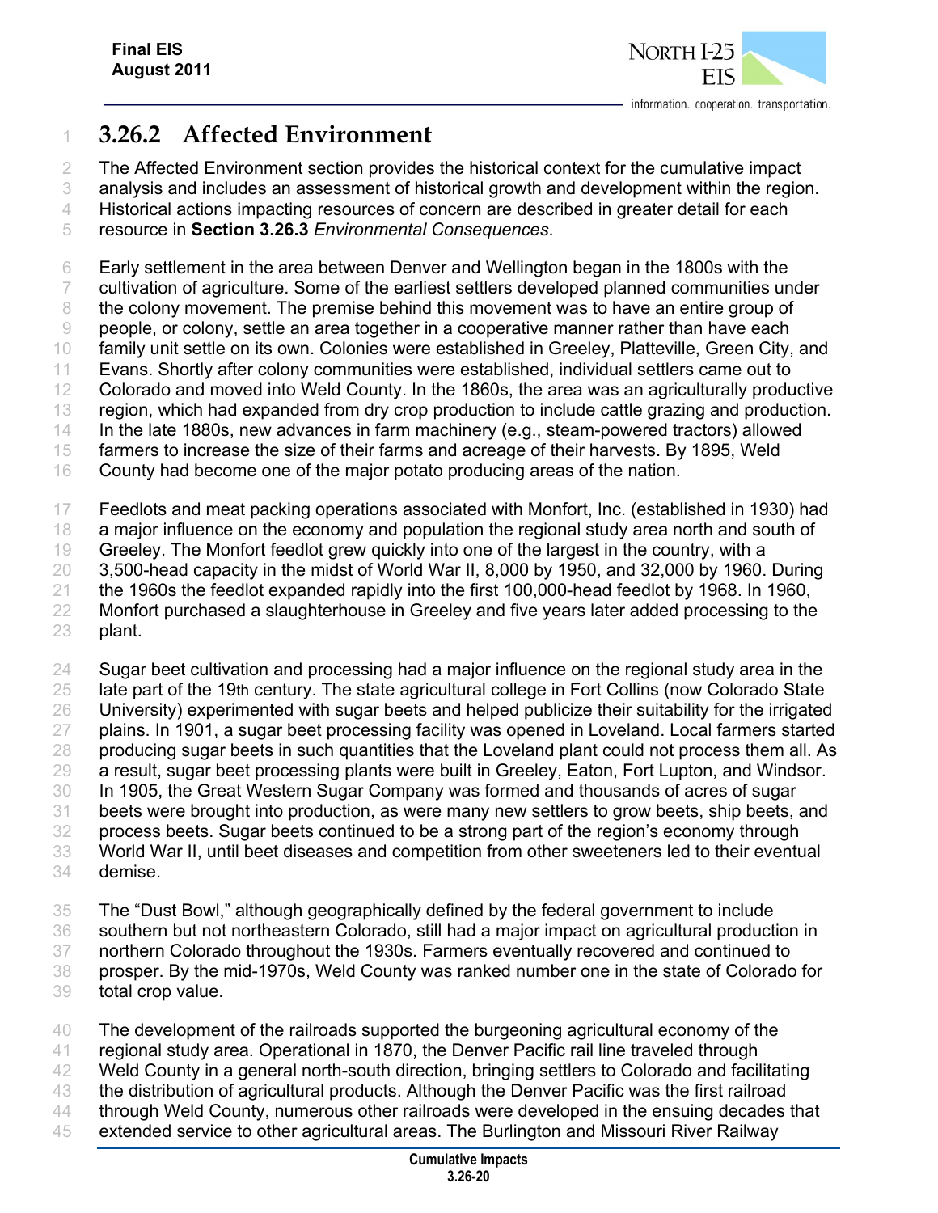## 3.26.2 Affected Environment

The Affected Environment section provides the historical context for the cumulative impact analysis and includes an assessment of historical growth and development within the region. Historical actions impacting resources of concern are described in greater detail for each resource in **Section 3.26.3** *Environmental Consequences*.

Early settlement in the area between Denver and Wellington began in the 1800s with the cultivation of agriculture. Some of the earliest settlers developed planned communities under the colony movement. The premise behind this movement was to have an entire group of people, or colony, settle an area together in a cooperative manner rather than have each family unit settle on its own. Colonies were established in Greeley, Platteville, Green City, and Evans. Shortly after colony communities were established, individual settlers came out to Colorado and moved into Weld County. In the 1860s, the area was an agriculturally productive region, which had expanded from dry crop production to include cattle grazing and production. In the late 1880s, new advances in farm machinery (e.g., steam-powered tractors) allowed farmers to increase the size of their farms and acreage of their harvests. By 1895, Weld County had become one of the major potato producing areas of the nation.

Feedlots and meat packing operations associated with Monfort, Inc. (established in 1930) had a major influence on the economy and population the regional study area north and south of Greeley. The Monfort feedlot grew quickly into one of the largest in the country, with a 3,500-head capacity in the midst of World War II, 8,000 by 1950, and 32,000 by 1960. During the 1960s the feedlot expanded rapidly into the first 100,000-head feedlot by 1968. In 1960, Monfort purchased a slaughterhouse in Greeley and five years later added processing to the plant.

Sugar beet cultivation and processing had a major influence on the regional study area in the late part of the 19th century. The state agricultural college in Fort Collins (now Colorado State University) experimented with sugar beets and helped publicize their suitability for the irrigated plains. In 1901, a sugar beet processing facility was opened in Loveland. Local farmers started producing sugar beets in such quantities that the Loveland plant could not process them all. As a result, sugar beet processing plants were built in Greeley, Eaton, Fort Lupton, and Windsor. In 1905, the Great Western Sugar Company was formed and thousands of acres of sugar beets were brought into production, as were many new settlers to grow beets, ship beets, and process beets. Sugar beets continued to be a strong part of the region's economy through World War II, until beet diseases and competition from other sweeteners led to their eventual demise.

The "Dust Bowl," although geographically defined by the federal government to include southern but not northeastern Colorado, still had a major impact on agricultural production in northern Colorado throughout the 1930s. Farmers eventually recovered and continued to prosper. By the mid-1970s, Weld County was ranked number one in the state of Colorado for total crop value.

The development of the railroads supported the burgeoning agricultural economy of the regional study area. Operational in 1870, the Denver Pacific rail line traveled through Weld County in a general north-south direction, bringing settlers to Colorado and facilitating the distribution of agricultural products. Although the Denver Pacific was the first railroad through Weld County, numerous other railroads were developed in the ensuing decades that extended service to other agricultural areas. The Burlington and Missouri River Railway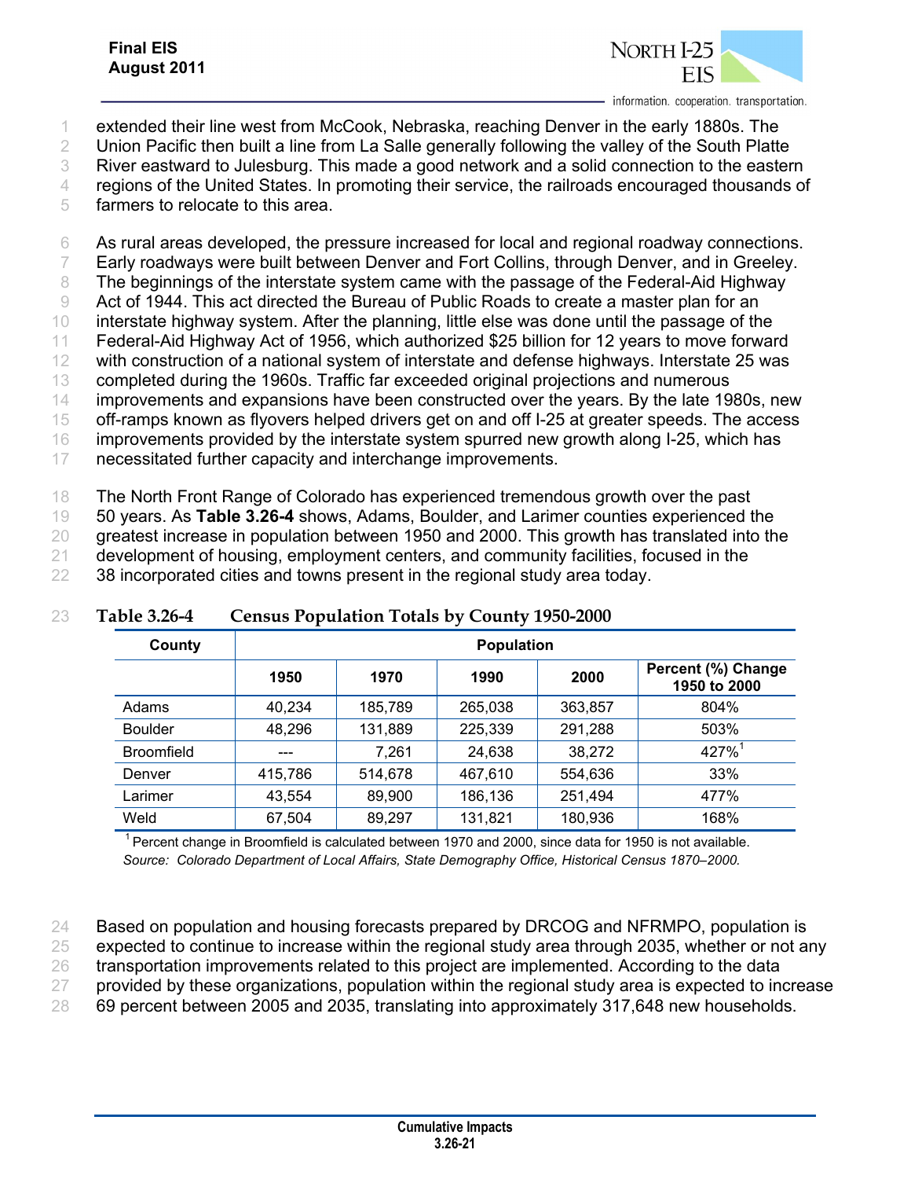extended their line west from McCook, Nebraska, reaching Denver in the early 1880s. The Union Pacific then built a line from La Salle generally following the valley of the South Platte River eastward to Julesburg. This made a good network and a solid connection to the eastern regions of the United States. In promoting their service, the railroads encouraged thousands of farmers to relocate to this area.

As rural areas developed, the pressure increased for local and regional roadway connections. Early roadways were built between Denver and Fort Collins, through Denver, and in Greeley. The beginnings of the interstate system came with the passage of the Federal-Aid Highway Act of 1944. This act directed the Bureau of Public Roads to create a master plan for an interstate highway system. After the planning, little else was done until the passage of the Federal-Aid Highway Act of 1956, which authorized $25 billion for 12 years to move forward with construction of a national system of interstate and defense highways. Interstate 25 was completed during the 1960s. Traffic far exceeded original projections and numerous improvements and expansions have been constructed over the years. By the late 1980s, new off-ramps known as flyovers helped drivers get on and off I-25 at greater speeds. The access improvements provided by the interstate system spurred new growth along I-25, which has necessitated further capacity and interchange improvements.

The North Front Range of Colorado has experienced tremendous growth over the past 50 years. As **Table 3.26-4** shows, Adams, Boulder, and Larimer counties experienced the greatest increase in population between 1950 and 2000. This growth has translated into the development of housing, employment centers, and community facilities, focused in the 38 incorporated cities and towns present in the regional study area today.

**Table 3.26-4 Census Population Totals by County 1950-2000**

| County | Population | | | | |
|---|---|---|---|---|---|
| | 1950 | 1970 | 1990 | 2000 | Percent (%) Change 1950 to 2000 |
| Adams | 40,234 | 185,789 | 265,038 | 363,857 | 804% |
| Boulder | 48,296 | 131,889 | 225,339 | 291,288 | 503% |
| Broomfield | --- | 7,261 | 24,638 | 38,272 | 427%[1] |
| Denver | 415,786 | 514,678 | 467,610 | 554,636 | 33% |
| Larimer | 43,554 | 89,900 | 186,136 | 251,494 | 477% |
| Weld | 67,504 | 89,297 | 131,821 | 180,936 | 168% |

[1] Percent change in Broomfield is calculated between 1970 and 2000, since data for 1950 is not available.

*Source: Colorado Department of Local Affairs, State Demography Office, Historical Census 1870–2000.*

Based on population and housing forecasts prepared by DRCOG and NFRMPO, population is expected to continue to increase within the regional study area through 2035, whether or not any transportation improvements related to this project are implemented. According to the data provided by these organizations, population within the regional study area is expected to increase 69 percent between 2005 and 2035, translating into approximately 317,648 new households.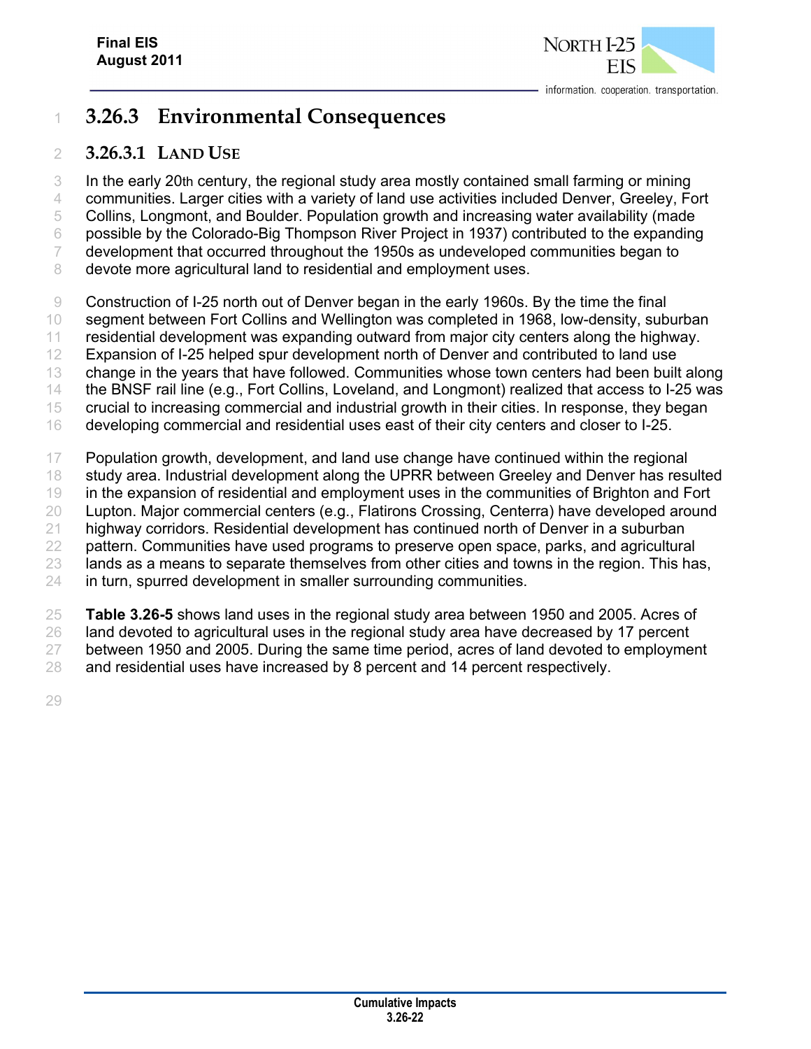## 3.26.3 Environmental Consequences

### 3.26.3.1 LAND USE

In the early 20th century, the regional study area mostly contained small farming or mining communities. Larger cities with a variety of land use activities included Denver, Greeley, Fort Collins, Longmont, and Boulder. Population growth and increasing water availability (made possible by the Colorado-Big Thompson River Project in 1937) contributed to the expanding development that occurred throughout the 1950s as undeveloped communities began to devote more agricultural land to residential and employment uses.

Construction of I-25 north out of Denver began in the early 1960s. By the time the final segment between Fort Collins and Wellington was completed in 1968, low-density, suburban residential development was expanding outward from major city centers along the highway. Expansion of I-25 helped spur development north of Denver and contributed to land use change in the years that have followed. Communities whose town centers had been built along the BNSF rail line (e.g., Fort Collins, Loveland, and Longmont) realized that access to I-25 was crucial to increasing commercial and industrial growth in their cities. In response, they began developing commercial and residential uses east of their city centers and closer to I-25.

Population growth, development, and land use change have continued within the regional study area. Industrial development along the UPRR between Greeley and Denver has resulted in the expansion of residential and employment uses in the communities of Brighton and Fort Lupton. Major commercial centers (e.g., Flatirons Crossing, Centerra) have developed around highway corridors. Residential development has continued north of Denver in a suburban pattern. Communities have used programs to preserve open space, parks, and agricultural lands as a means to separate themselves from other cities and towns in the region. This has, in turn, spurred development in smaller surrounding communities.

**Table 3.26-5** shows land uses in the regional study area between 1950 and 2005. Acres of land devoted to agricultural uses in the regional study area have decreased by 17 percent between 1950 and 2005. During the same time period, acres of land devoted to employment and residential uses have increased by 8 percent and 14 percent respectively.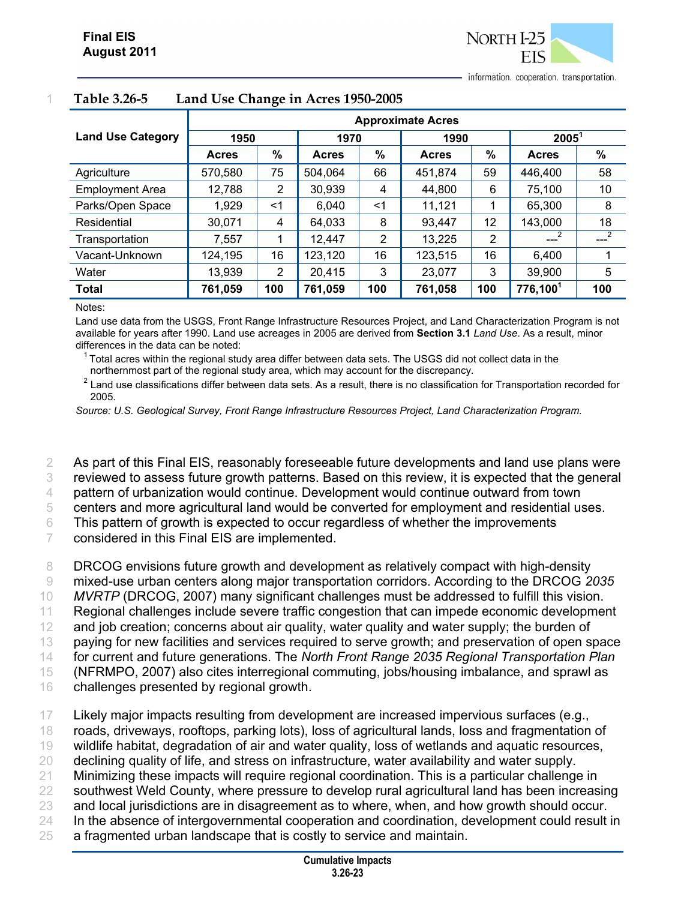**Table 3.26-5 Land Use Change in Acres 1950-2005**

| Land Use Category | Approximate Acres | | | | | | | |
|---|---|---|---|---|---|---|---|---|
| | 1950 | | 1970 | | 1990 | | 2005[1] | |
| | Acres | % | Acres | % | Acres | % | Acres | % |
| Agriculture | 570,580 | 75 | 504,064 | 66 | 451,874 | 59 | 446,400 | 58 |
| Employment Area | 12,788 | 2 | 30,939 | 4 | 44,800 | 6 | 75,100 | 10 |
| Parks/Open Space | 1,929 | <1 | 6,040 | <1 | 11,121 | 1 | 65,300 | 8 |
| Residential | 30,071 | 4 | 64,033 | 8 | 93,447 | 12 | 143,000 | 18 |
| Transportation | 7,557 | 1 | 12,447 | 2 | 13,225 | 2 | ---[2] | ---[2] |
| Vacant-Unknown | 124,195 | 16 | 123,120 | 16 | 123,515 | 16 | 6,400 | 1 |
| Water | 13,939 | 2 | 20,415 | 3 | 23,077 | 3 | 39,900 | 5 |
| **Total** | **761,059** | **100** | **761,059** | **100** | **761,058** | **100** | **776,100[1]** | **100** |

Notes:

Land use data from the USGS, Front Range Infrastructure Resources Project, and Land Characterization Program is not available for years after 1990. Land use acreages in 2005 are derived from **Section 3.1** *Land Use*. As a result, minor differences in the data can be noted:

[1] Total acres within the regional study area differ between data sets. The USGS did not collect data in the northernmost part of the regional study area, which may account for the discrepancy.

[2] Land use classifications differ between data sets. As a result, there is no classification for Transportation recorded for 2005.

*Source: U.S. Geological Survey, Front Range Infrastructure Resources Project, Land Characterization Program.*

As part of this Final EIS, reasonably foreseeable future developments and land use plans were reviewed to assess future growth patterns. Based on this review, it is expected that the general pattern of urbanization would continue. Development would continue outward from town centers and more agricultural land would be converted for employment and residential uses. This pattern of growth is expected to occur regardless of whether the improvements considered in this Final EIS are implemented.

DRCOG envisions future growth and development as relatively compact with high-density mixed-use urban centers along major transportation corridors. According to the DRCOG *2035 MVRTP* (DRCOG, 2007) many significant challenges must be addressed to fulfill this vision. Regional challenges include severe traffic congestion that can impede economic development and job creation; concerns about air quality, water quality and water supply; the burden of paying for new facilities and services required to serve growth; and preservation of open space for current and future generations. The *North Front Range 2035 Regional Transportation Plan* (NFRMPO, 2007) also cites interregional commuting, jobs/housing imbalance, and sprawl as challenges presented by regional growth.

Likely major impacts resulting from development are increased impervious surfaces (e.g., roads, driveways, rooftops, parking lots), loss of agricultural lands, loss and fragmentation of wildlife habitat, degradation of air and water quality, loss of wetlands and aquatic resources, declining quality of life, and stress on infrastructure, water availability and water supply. Minimizing these impacts will require regional coordination. This is a particular challenge in southwest Weld County, where pressure to develop rural agricultural land has been increasing and local jurisdictions are in disagreement as to where, when, and how growth should occur. In the absence of intergovernmental cooperation and coordination, development could result in a fragmented urban landscape that is costly to service and maintain.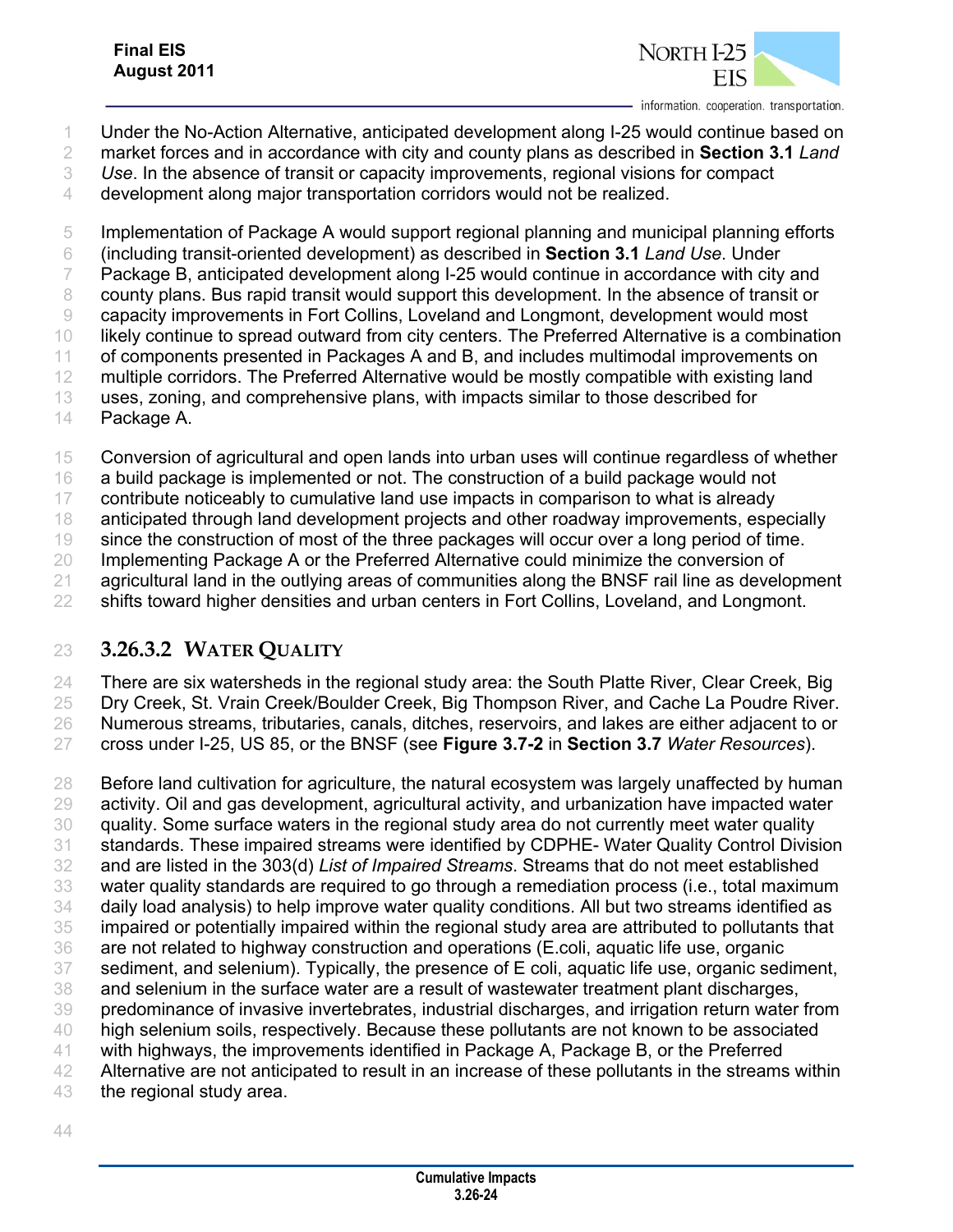Under the No-Action Alternative, anticipated development along I-25 would continue based on market forces and in accordance with city and county plans as described in **Section 3.1** *Land Use*. In the absence of transit or capacity improvements, regional visions for compact development along major transportation corridors would not be realized.

Implementation of Package A would support regional planning and municipal planning efforts (including transit-oriented development) as described in **Section 3.1** *Land Use*. Under Package B, anticipated development along I-25 would continue in accordance with city and county plans. Bus rapid transit would support this development. In the absence of transit or capacity improvements in Fort Collins, Loveland and Longmont, development would most likely continue to spread outward from city centers. The Preferred Alternative is a combination of components presented in Packages A and B, and includes multimodal improvements on multiple corridors. The Preferred Alternative would be mostly compatible with existing land uses, zoning, and comprehensive plans, with impacts similar to those described for Package A.

Conversion of agricultural and open lands into urban uses will continue regardless of whether a build package is implemented or not. The construction of a build package would not contribute noticeably to cumulative land use impacts in comparison to what is already anticipated through land development projects and other roadway improvements, especially since the construction of most of the three packages will occur over a long period of time. Implementing Package A or the Preferred Alternative could minimize the conversion of agricultural land in the outlying areas of communities along the BNSF rail line as development shifts toward higher densities and urban centers in Fort Collins, Loveland, and Longmont.

### 3.26.3.2 Water Quality

There are six watersheds in the regional study area: the South Platte River, Clear Creek, Big Dry Creek, St. Vrain Creek/Boulder Creek, Big Thompson River, and Cache La Poudre River. Numerous streams, tributaries, canals, ditches, reservoirs, and lakes are either adjacent to or cross under I-25, US 85, or the BNSF (see **Figure 3.7-2** in **Section 3.7** *Water Resources*).

Before land cultivation for agriculture, the natural ecosystem was largely unaffected by human activity. Oil and gas development, agricultural activity, and urbanization have impacted water quality. Some surface waters in the regional study area do not currently meet water quality standards. These impaired streams were identified by CDPHE- Water Quality Control Division and are listed in the 303(d) *List of Impaired Streams*. Streams that do not meet established water quality standards are required to go through a remediation process (i.e., total maximum daily load analysis) to help improve water quality conditions. All but two streams identified as impaired or potentially impaired within the regional study area are attributed to pollutants that are not related to highway construction and operations (E.coli, aquatic life use, organic sediment, and selenium). Typically, the presence of E coli, aquatic life use, organic sediment, and selenium in the surface water are a result of wastewater treatment plant discharges, predominance of invasive invertebrates, industrial discharges, and irrigation return water from high selenium soils, respectively. Because these pollutants are not known to be associated with highways, the improvements identified in Package A, Package B, or the Preferred Alternative are not anticipated to result in an increase of these pollutants in the streams within the regional study area.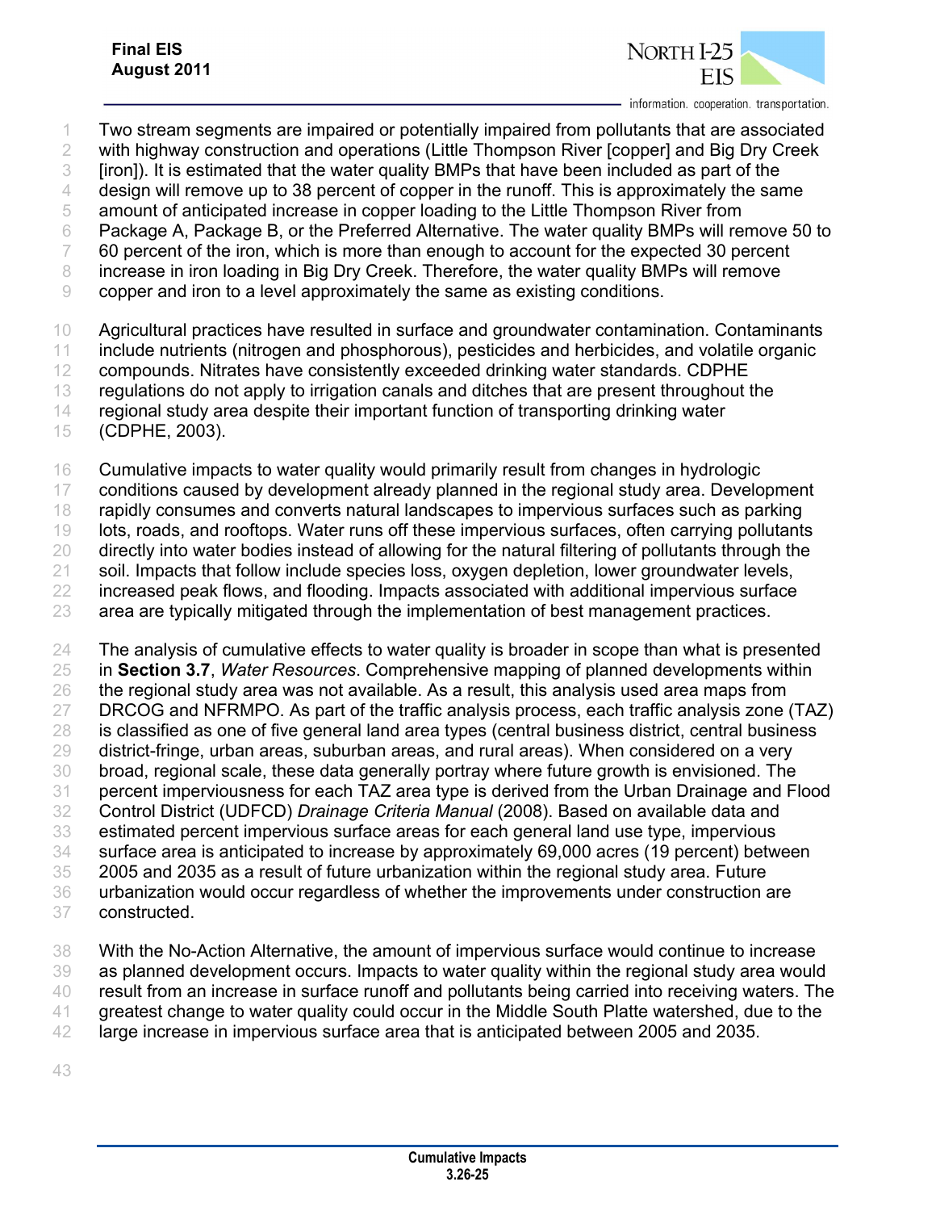Two stream segments are impaired or potentially impaired from pollutants that are associated with highway construction and operations (Little Thompson River [copper] and Big Dry Creek [iron]). It is estimated that the water quality BMPs that have been included as part of the design will remove up to 38 percent of copper in the runoff. This is approximately the same amount of anticipated increase in copper loading to the Little Thompson River from Package A, Package B, or the Preferred Alternative. The water quality BMPs will remove 50 to 60 percent of the iron, which is more than enough to account for the expected 30 percent increase in iron loading in Big Dry Creek. Therefore, the water quality BMPs will remove copper and iron to a level approximately the same as existing conditions.

Agricultural practices have resulted in surface and groundwater contamination. Contaminants include nutrients (nitrogen and phosphorous), pesticides and herbicides, and volatile organic compounds. Nitrates have consistently exceeded drinking water standards. CDPHE regulations do not apply to irrigation canals and ditches that are present throughout the regional study area despite their important function of transporting drinking water (CDPHE, 2003).

Cumulative impacts to water quality would primarily result from changes in hydrologic conditions caused by development already planned in the regional study area. Development rapidly consumes and converts natural landscapes to impervious surfaces such as parking lots, roads, and rooftops. Water runs off these impervious surfaces, often carrying pollutants directly into water bodies instead of allowing for the natural filtering of pollutants through the soil. Impacts that follow include species loss, oxygen depletion, lower groundwater levels, increased peak flows, and flooding. Impacts associated with additional impervious surface area are typically mitigated through the implementation of best management practices.

The analysis of cumulative effects to water quality is broader in scope than what is presented in **Section 3.7**, *Water Resources*. Comprehensive mapping of planned developments within the regional study area was not available. As a result, this analysis used area maps from DRCOG and NFRMPO. As part of the traffic analysis process, each traffic analysis zone (TAZ) is classified as one of five general land area types (central business district, central business district-fringe, urban areas, suburban areas, and rural areas). When considered on a very broad, regional scale, these data generally portray where future growth is envisioned. The percent imperviousness for each TAZ area type is derived from the Urban Drainage and Flood Control District (UDFCD) *Drainage Criteria Manual* (2008). Based on available data and estimated percent impervious surface areas for each general land use type, impervious surface area is anticipated to increase by approximately 69,000 acres (19 percent) between 2005 and 2035 as a result of future urbanization within the regional study area. Future urbanization would occur regardless of whether the improvements under construction are constructed.

With the No-Action Alternative, the amount of impervious surface would continue to increase as planned development occurs. Impacts to water quality within the regional study area would result from an increase in surface runoff and pollutants being carried into receiving waters. The greatest change to water quality could occur in the Middle South Platte watershed, due to the large increase in impervious surface area that is anticipated between 2005 and 2035.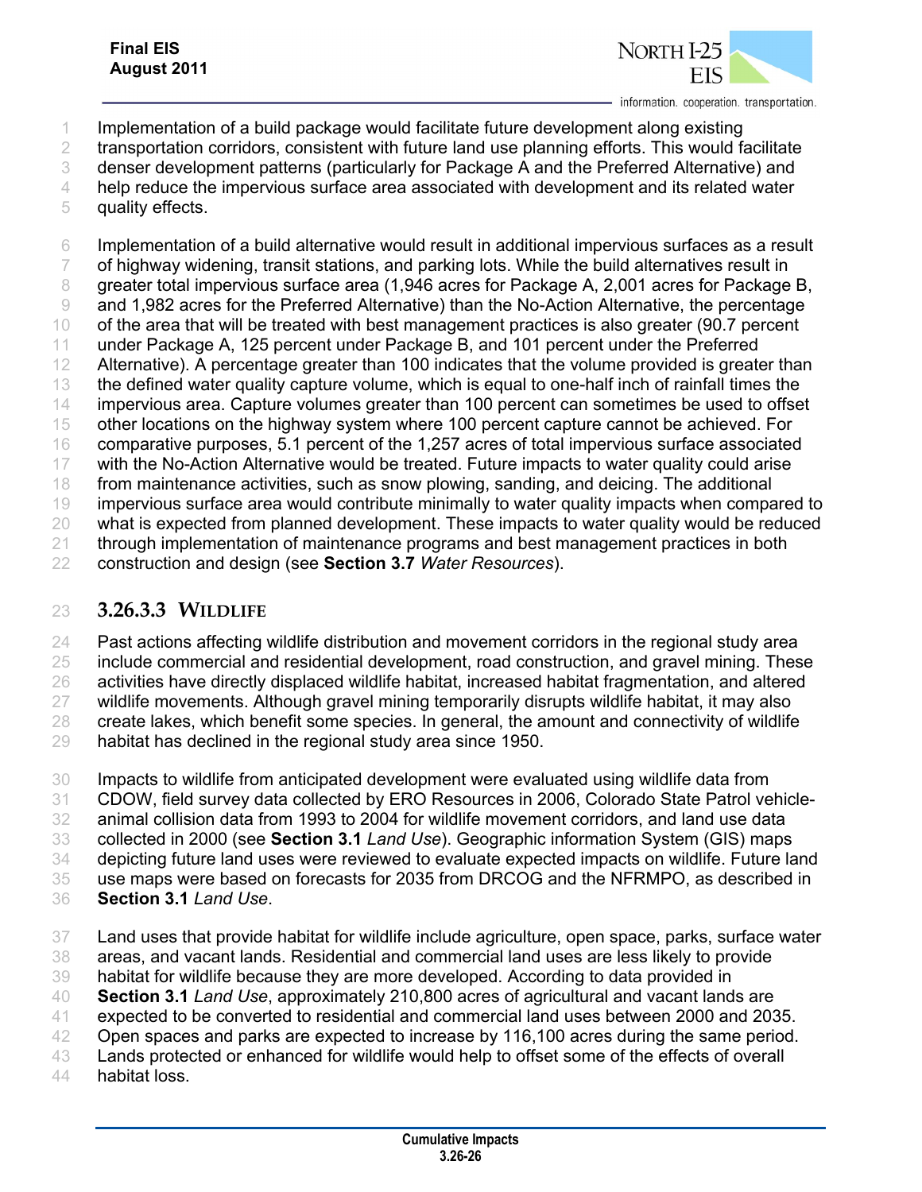Implementation of a build package would facilitate future development along existing transportation corridors, consistent with future land use planning efforts. This would facilitate denser development patterns (particularly for Package A and the Preferred Alternative) and help reduce the impervious surface area associated with development and its related water quality effects.

Implementation of a build alternative would result in additional impervious surfaces as a result of highway widening, transit stations, and parking lots. While the build alternatives result in greater total impervious surface area (1,946 acres for Package A, 2,001 acres for Package B, and 1,982 acres for the Preferred Alternative) than the No-Action Alternative, the percentage of the area that will be treated with best management practices is also greater (90.7 percent under Package A, 125 percent under Package B, and 101 percent under the Preferred Alternative). A percentage greater than 100 indicates that the volume provided is greater than the defined water quality capture volume, which is equal to one-half inch of rainfall times the impervious area. Capture volumes greater than 100 percent can sometimes be used to offset other locations on the highway system where 100 percent capture cannot be achieved. For comparative purposes, 5.1 percent of the 1,257 acres of total impervious surface associated with the No-Action Alternative would be treated. Future impacts to water quality could arise from maintenance activities, such as snow plowing, sanding, and deicing. The additional impervious surface area would contribute minimally to water quality impacts when compared to what is expected from planned development. These impacts to water quality would be reduced through implementation of maintenance programs and best management practices in both construction and design (see **Section 3.7** *Water Resources*).

### 3.26.3.3 WILDLIFE

Past actions affecting wildlife distribution and movement corridors in the regional study area include commercial and residential development, road construction, and gravel mining. These activities have directly displaced wildlife habitat, increased habitat fragmentation, and altered wildlife movements. Although gravel mining temporarily disrupts wildlife habitat, it may also create lakes, which benefit some species. In general, the amount and connectivity of wildlife habitat has declined in the regional study area since 1950.

Impacts to wildlife from anticipated development were evaluated using wildlife data from CDOW, field survey data collected by ERO Resources in 2006, Colorado State Patrol vehicle-animal collision data from 1993 to 2004 for wildlife movement corridors, and land use data collected in 2000 (see **Section 3.1** *Land Use*). Geographic information System (GIS) maps depicting future land uses were reviewed to evaluate expected impacts on wildlife. Future land use maps were based on forecasts for 2035 from DRCOG and the NFRMPO, as described in **Section 3.1** *Land Use*.

Land uses that provide habitat for wildlife include agriculture, open space, parks, surface water areas, and vacant lands. Residential and commercial land uses are less likely to provide habitat for wildlife because they are more developed. According to data provided in **Section 3.1** *Land Use*, approximately 210,800 acres of agricultural and vacant lands are expected to be converted to residential and commercial land uses between 2000 and 2035. Open spaces and parks are expected to increase by 116,100 acres during the same period. Lands protected or enhanced for wildlife would help to offset some of the effects of overall habitat loss.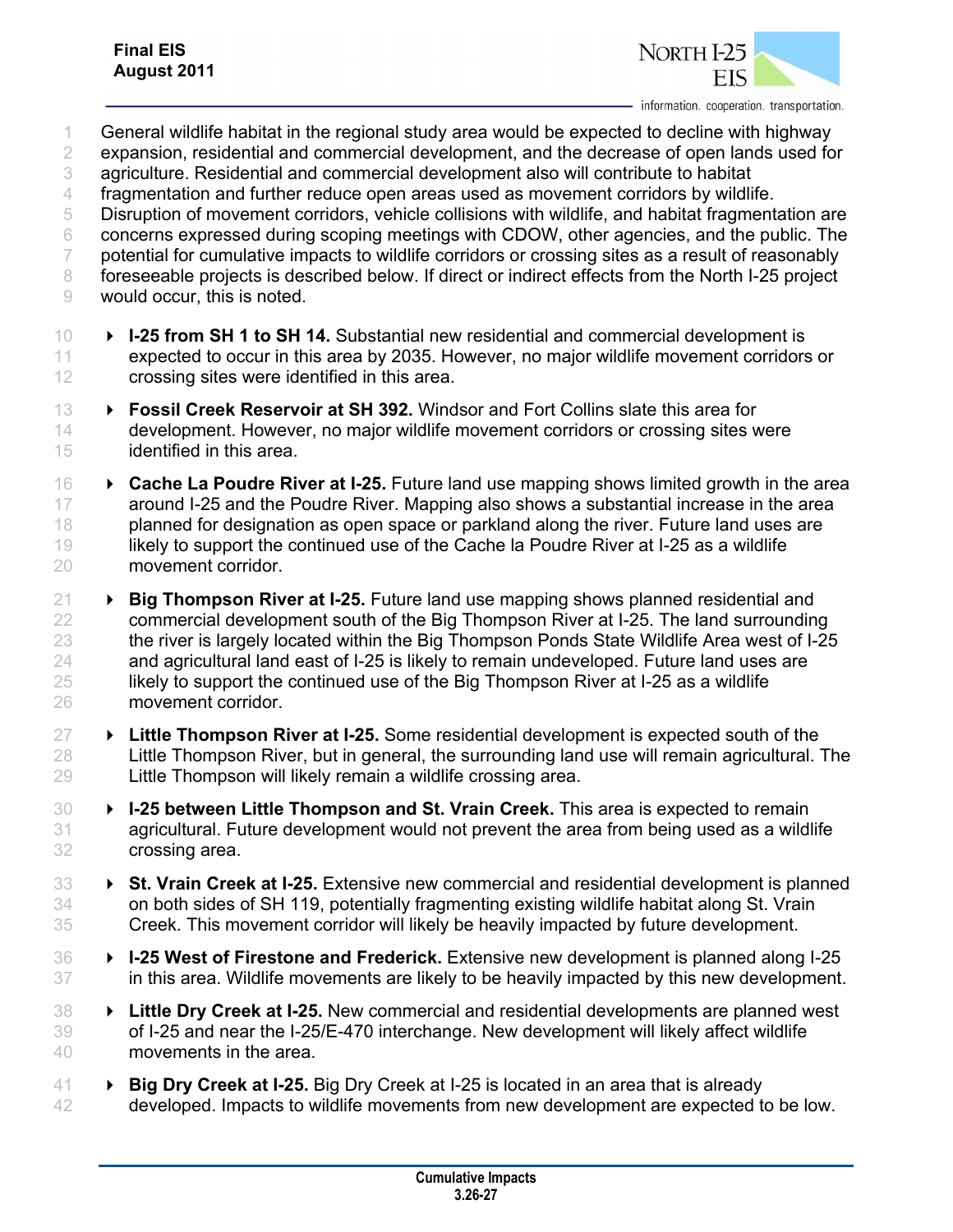General wildlife habitat in the regional study area would be expected to decline with highway expansion, residential and commercial development, and the decrease of open lands used for agriculture. Residential and commercial development also will contribute to habitat fragmentation and further reduce open areas used as movement corridors by wildlife. Disruption of movement corridors, vehicle collisions with wildlife, and habitat fragmentation are concerns expressed during scoping meetings with CDOW, other agencies, and the public. The potential for cumulative impacts to wildlife corridors or crossing sites as a result of reasonably foreseeable projects is described below. If direct or indirect effects from the North I-25 project would occur, this is noted.

- **I-25 from SH 1 to SH 14.** Substantial new residential and commercial development is expected to occur in this area by 2035. However, no major wildlife movement corridors or crossing sites were identified in this area.
- **Fossil Creek Reservoir at SH 392.** Windsor and Fort Collins slate this area for development. However, no major wildlife movement corridors or crossing sites were identified in this area.
- **Cache La Poudre River at I-25.** Future land use mapping shows limited growth in the area around I-25 and the Poudre River. Mapping also shows a substantial increase in the area planned for designation as open space or parkland along the river. Future land uses are likely to support the continued use of the Cache la Poudre River at I-25 as a wildlife movement corridor.
- **Big Thompson River at I-25.** Future land use mapping shows planned residential and commercial development south of the Big Thompson River at I-25. The land surrounding the river is largely located within the Big Thompson Ponds State Wildlife Area west of I-25 and agricultural land east of I-25 is likely to remain undeveloped. Future land uses are likely to support the continued use of the Big Thompson River at I-25 as a wildlife movement corridor.
- **Little Thompson River at I-25.** Some residential development is expected south of the Little Thompson River, but in general, the surrounding land use will remain agricultural. The Little Thompson will likely remain a wildlife crossing area.
- **I-25 between Little Thompson and St. Vrain Creek.** This area is expected to remain agricultural. Future development would not prevent the area from being used as a wildlife crossing area.
- **St. Vrain Creek at I-25.** Extensive new commercial and residential development is planned on both sides of SH 119, potentially fragmenting existing wildlife habitat along St. Vrain Creek. This movement corridor will likely be heavily impacted by future development.
- **I-25 West of Firestone and Frederick.** Extensive new development is planned along I-25 in this area. Wildlife movements are likely to be heavily impacted by this new development.
- **Little Dry Creek at I-25.** New commercial and residential developments are planned west of I-25 and near the I-25/E-470 interchange. New development will likely affect wildlife movements in the area.
- **Big Dry Creek at I-25.** Big Dry Creek at I-25 is located in an area that is already developed. Impacts to wildlife movements from new development are expected to be low.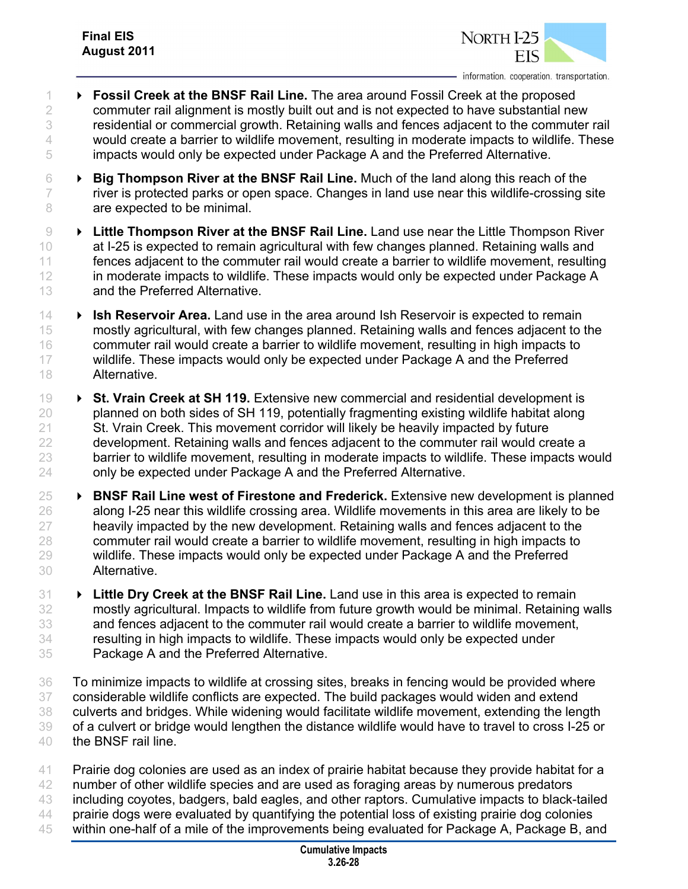- **Fossil Creek at the BNSF Rail Line.** The area around Fossil Creek at the proposed commuter rail alignment is mostly built out and is not expected to have substantial new residential or commercial growth. Retaining walls and fences adjacent to the commuter rail would create a barrier to wildlife movement, resulting in moderate impacts to wildlife. These impacts would only be expected under Package A and the Preferred Alternative.
- **Big Thompson River at the BNSF Rail Line.** Much of the land along this reach of the river is protected parks or open space. Changes in land use near this wildlife-crossing site are expected to be minimal.
- **Little Thompson River at the BNSF Rail Line.** Land use near the Little Thompson River at I-25 is expected to remain agricultural with few changes planned. Retaining walls and fences adjacent to the commuter rail would create a barrier to wildlife movement, resulting in moderate impacts to wildlife. These impacts would only be expected under Package A and the Preferred Alternative.
- **Ish Reservoir Area.** Land use in the area around Ish Reservoir is expected to remain mostly agricultural, with few changes planned. Retaining walls and fences adjacent to the commuter rail would create a barrier to wildlife movement, resulting in high impacts to wildlife. These impacts would only be expected under Package A and the Preferred Alternative.
- **St. Vrain Creek at SH 119.** Extensive new commercial and residential development is planned on both sides of SH 119, potentially fragmenting existing wildlife habitat along St. Vrain Creek. This movement corridor will likely be heavily impacted by future development. Retaining walls and fences adjacent to the commuter rail would create a barrier to wildlife movement, resulting in moderate impacts to wildlife. These impacts would only be expected under Package A and the Preferred Alternative.
- **BNSF Rail Line west of Firestone and Frederick.** Extensive new development is planned along I-25 near this wildlife crossing area. Wildlife movements in this area are likely to be heavily impacted by the new development. Retaining walls and fences adjacent to the commuter rail would create a barrier to wildlife movement, resulting in high impacts to wildlife. These impacts would only be expected under Package A and the Preferred Alternative.
- **Little Dry Creek at the BNSF Rail Line.** Land use in this area is expected to remain mostly agricultural. Impacts to wildlife from future growth would be minimal. Retaining walls and fences adjacent to the commuter rail would create a barrier to wildlife movement, resulting in high impacts to wildlife. These impacts would only be expected under Package A and the Preferred Alternative.

To minimize impacts to wildlife at crossing sites, breaks in fencing would be provided where considerable wildlife conflicts are expected. The build packages would widen and extend culverts and bridges. While widening would facilitate wildlife movement, extending the length of a culvert or bridge would lengthen the distance wildlife would have to travel to cross I-25 or the BNSF rail line.

Prairie dog colonies are used as an index of prairie habitat because they provide habitat for a number of other wildlife species and are used as foraging areas by numerous predators including coyotes, badgers, bald eagles, and other raptors. Cumulative impacts to black-tailed prairie dogs were evaluated by quantifying the potential loss of existing prairie dog colonies within one-half of a mile of the improvements being evaluated for Package A, Package B, and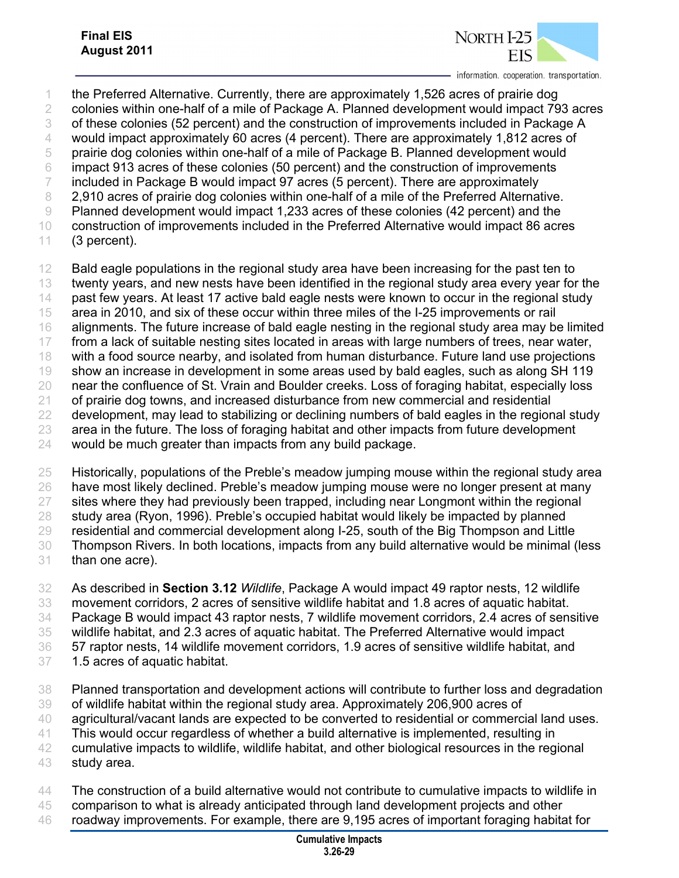the Preferred Alternative. Currently, there are approximately 1,526 acres of prairie dog colonies within one-half of a mile of Package A. Planned development would impact 793 acres of these colonies (52 percent) and the construction of improvements included in Package A would impact approximately 60 acres (4 percent). There are approximately 1,812 acres of prairie dog colonies within one-half of a mile of Package B. Planned development would impact 913 acres of these colonies (50 percent) and the construction of improvements included in Package B would impact 97 acres (5 percent). There are approximately 2,910 acres of prairie dog colonies within one-half of a mile of the Preferred Alternative. Planned development would impact 1,233 acres of these colonies (42 percent) and the construction of improvements included in the Preferred Alternative would impact 86 acres (3 percent).

Bald eagle populations in the regional study area have been increasing for the past ten to twenty years, and new nests have been identified in the regional study area every year for the past few years. At least 17 active bald eagle nests were known to occur in the regional study area in 2010, and six of these occur within three miles of the I-25 improvements or rail alignments. The future increase of bald eagle nesting in the regional study area may be limited from a lack of suitable nesting sites located in areas with large numbers of trees, near water, with a food source nearby, and isolated from human disturbance. Future land use projections show an increase in development in some areas used by bald eagles, such as along SH 119 near the confluence of St. Vrain and Boulder creeks. Loss of foraging habitat, especially loss of prairie dog towns, and increased disturbance from new commercial and residential development, may lead to stabilizing or declining numbers of bald eagles in the regional study area in the future. The loss of foraging habitat and other impacts from future development would be much greater than impacts from any build package.

Historically, populations of the Preble's meadow jumping mouse within the regional study area have most likely declined. Preble's meadow jumping mouse were no longer present at many sites where they had previously been trapped, including near Longmont within the regional study area (Ryon, 1996). Preble's occupied habitat would likely be impacted by planned residential and commercial development along I-25, south of the Big Thompson and Little Thompson Rivers. In both locations, impacts from any build alternative would be minimal (less than one acre).

As described in **Section 3.12** *Wildlife*, Package A would impact 49 raptor nests, 12 wildlife movement corridors, 2 acres of sensitive wildlife habitat and 1.8 acres of aquatic habitat. Package B would impact 43 raptor nests, 7 wildlife movement corridors, 2.4 acres of sensitive wildlife habitat, and 2.3 acres of aquatic habitat. The Preferred Alternative would impact 57 raptor nests, 14 wildlife movement corridors, 1.9 acres of sensitive wildlife habitat, and 1.5 acres of aquatic habitat.

Planned transportation and development actions will contribute to further loss and degradation of wildlife habitat within the regional study area. Approximately 206,900 acres of agricultural/vacant lands are expected to be converted to residential or commercial land uses. This would occur regardless of whether a build alternative is implemented, resulting in cumulative impacts to wildlife, wildlife habitat, and other biological resources in the regional study area.

The construction of a build alternative would not contribute to cumulative impacts to wildlife in comparison to what is already anticipated through land development projects and other roadway improvements. For example, there are 9,195 acres of important foraging habitat for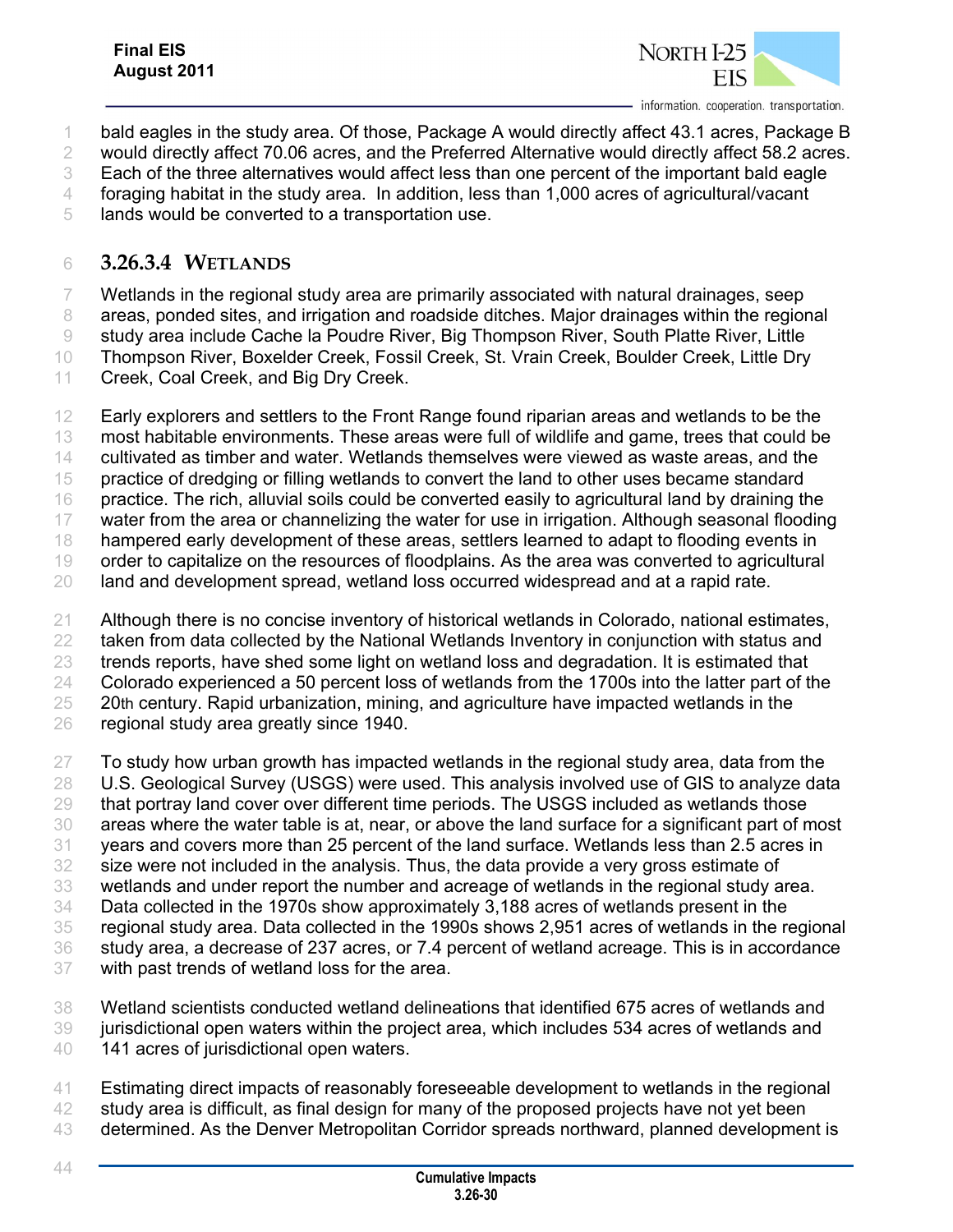bald eagles in the study area. Of those, Package A would directly affect 43.1 acres, Package B would directly affect 70.06 acres, and the Preferred Alternative would directly affect 58.2 acres. Each of the three alternatives would affect less than one percent of the important bald eagle foraging habitat in the study area. In addition, less than 1,000 acres of agricultural/vacant lands would be converted to a transportation use.

### 3.26.3.4 WETLANDS

Wetlands in the regional study area are primarily associated with natural drainages, seep areas, ponded sites, and irrigation and roadside ditches. Major drainages within the regional study area include Cache la Poudre River, Big Thompson River, South Platte River, Little Thompson River, Boxelder Creek, Fossil Creek, St. Vrain Creek, Boulder Creek, Little Dry Creek, Coal Creek, and Big Dry Creek.

Early explorers and settlers to the Front Range found riparian areas and wetlands to be the most habitable environments. These areas were full of wildlife and game, trees that could be cultivated as timber and water. Wetlands themselves were viewed as waste areas, and the practice of dredging or filling wetlands to convert the land to other uses became standard practice. The rich, alluvial soils could be converted easily to agricultural land by draining the water from the area or channelizing the water for use in irrigation. Although seasonal flooding hampered early development of these areas, settlers learned to adapt to flooding events in order to capitalize on the resources of floodplains. As the area was converted to agricultural land and development spread, wetland loss occurred widespread and at a rapid rate.

Although there is no concise inventory of historical wetlands in Colorado, national estimates, taken from data collected by the National Wetlands Inventory in conjunction with status and trends reports, have shed some light on wetland loss and degradation. It is estimated that Colorado experienced a 50 percent loss of wetlands from the 1700s into the latter part of the 20th century. Rapid urbanization, mining, and agriculture have impacted wetlands in the regional study area greatly since 1940.

To study how urban growth has impacted wetlands in the regional study area, data from the U.S. Geological Survey (USGS) were used. This analysis involved use of GIS to analyze data that portray land cover over different time periods. The USGS included as wetlands those areas where the water table is at, near, or above the land surface for a significant part of most years and covers more than 25 percent of the land surface. Wetlands less than 2.5 acres in size were not included in the analysis. Thus, the data provide a very gross estimate of wetlands and under report the number and acreage of wetlands in the regional study area. Data collected in the 1970s show approximately 3,188 acres of wetlands present in the regional study area. Data collected in the 1990s shows 2,951 acres of wetlands in the regional study area, a decrease of 237 acres, or 7.4 percent of wetland acreage. This is in accordance with past trends of wetland loss for the area.

Wetland scientists conducted wetland delineations that identified 675 acres of wetlands and jurisdictional open waters within the project area, which includes 534 acres of wetlands and 141 acres of jurisdictional open waters.

Estimating direct impacts of reasonably foreseeable development to wetlands in the regional study area is difficult, as final design for many of the proposed projects have not yet been determined. As the Denver Metropolitan Corridor spreads northward, planned development is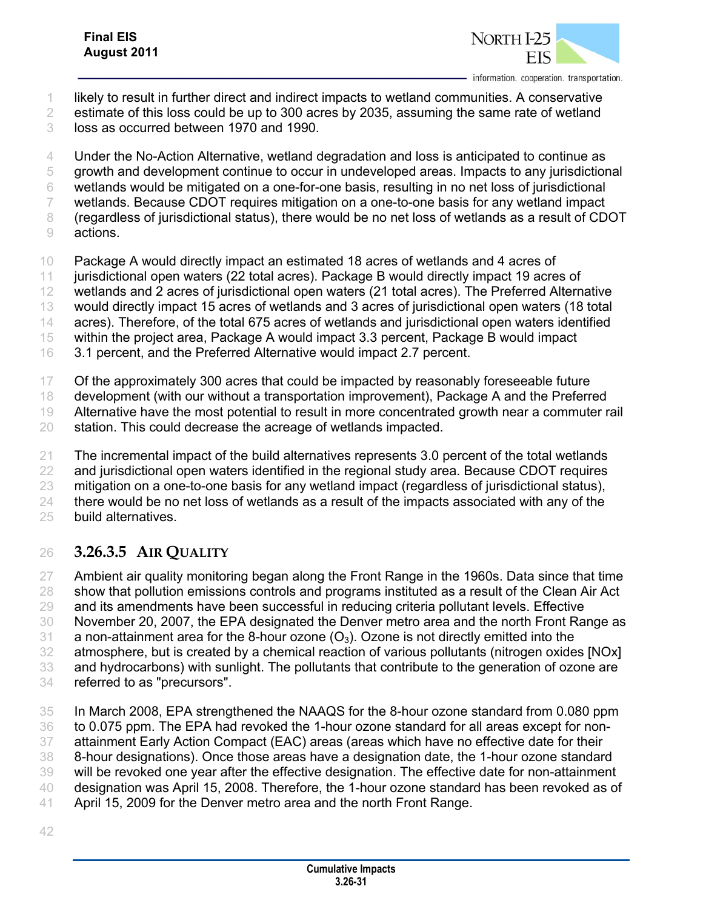likely to result in further direct and indirect impacts to wetland communities. A conservative estimate of this loss could be up to 300 acres by 2035, assuming the same rate of wetland loss as occurred between 1970 and 1990.

Under the No-Action Alternative, wetland degradation and loss is anticipated to continue as growth and development continue to occur in undeveloped areas. Impacts to any jurisdictional wetlands would be mitigated on a one-for-one basis, resulting in no net loss of jurisdictional wetlands. Because CDOT requires mitigation on a one-to-one basis for any wetland impact (regardless of jurisdictional status), there would be no net loss of wetlands as a result of CDOT actions.

Package A would directly impact an estimated 18 acres of wetlands and 4 acres of jurisdictional open waters (22 total acres). Package B would directly impact 19 acres of wetlands and 2 acres of jurisdictional open waters (21 total acres). The Preferred Alternative would directly impact 15 acres of wetlands and 3 acres of jurisdictional open waters (18 total acres). Therefore, of the total 675 acres of wetlands and jurisdictional open waters identified within the project area, Package A would impact 3.3 percent, Package B would impact 3.1 percent, and the Preferred Alternative would impact 2.7 percent.

Of the approximately 300 acres that could be impacted by reasonably foreseeable future development (with our without a transportation improvement), Package A and the Preferred Alternative have the most potential to result in more concentrated growth near a commuter rail station. This could decrease the acreage of wetlands impacted.

The incremental impact of the build alternatives represents 3.0 percent of the total wetlands and jurisdictional open waters identified in the regional study area. Because CDOT requires mitigation on a one-to-one basis for any wetland impact (regardless of jurisdictional status), there would be no net loss of wetlands as a result of the impacts associated with any of the build alternatives.

#### 3.26.3.5 Air Quality

Ambient air quality monitoring began along the Front Range in the 1960s. Data since that time show that pollution emissions controls and programs instituted as a result of the Clean Air Act and its amendments have been successful in reducing criteria pollutant levels. Effective November 20, 2007, the EPA designated the Denver metro area and the north Front Range as a non-attainment area for the 8-hour ozone ($O_3$). Ozone is not directly emitted into the atmosphere, but is created by a chemical reaction of various pollutants (nitrogen oxides [NOx] and hydrocarbons) with sunlight. The pollutants that contribute to the generation of ozone are referred to as "precursors".

In March 2008, EPA strengthened the NAAQS for the 8-hour ozone standard from 0.080 ppm to 0.075 ppm. The EPA had revoked the 1-hour ozone standard for all areas except for non-attainment Early Action Compact (EAC) areas (areas which have no effective date for their 8-hour designations). Once those areas have a designation date, the 1-hour ozone standard will be revoked one year after the effective designation. The effective date for non-attainment designation was April 15, 2008. Therefore, the 1-hour ozone standard has been revoked as of April 15, 2009 for the Denver metro area and the north Front Range.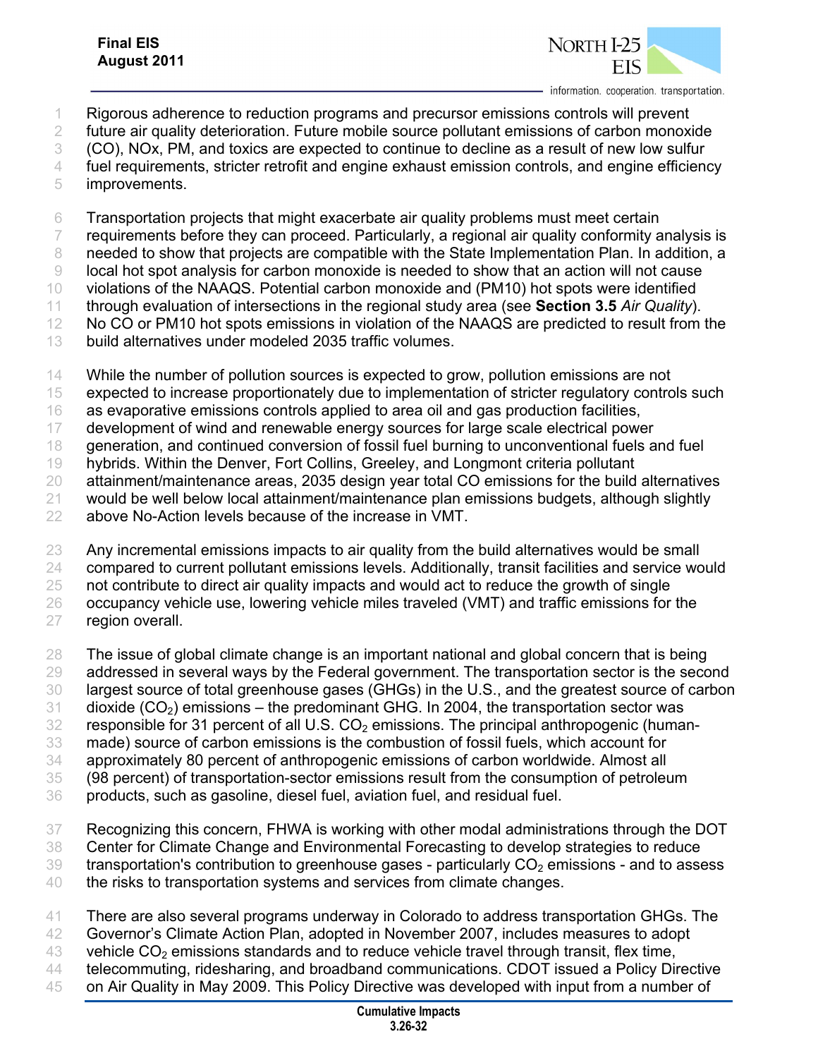Rigorous adherence to reduction programs and precursor emissions controls will prevent future air quality deterioration. Future mobile source pollutant emissions of carbon monoxide (CO), NOx, PM, and toxics are expected to continue to decline as a result of new low sulfur fuel requirements, stricter retrofit and engine exhaust emission controls, and engine efficiency improvements.

Transportation projects that might exacerbate air quality problems must meet certain requirements before they can proceed. Particularly, a regional air quality conformity analysis is needed to show that projects are compatible with the State Implementation Plan. In addition, a local hot spot analysis for carbon monoxide is needed to show that an action will not cause violations of the NAAQS. Potential carbon monoxide and (PM10) hot spots were identified through evaluation of intersections in the regional study area (see **Section 3.5** *Air Quality*). No CO or PM10 hot spots emissions in violation of the NAAQS are predicted to result from the build alternatives under modeled 2035 traffic volumes.

While the number of pollution sources is expected to grow, pollution emissions are not expected to increase proportionately due to implementation of stricter regulatory controls such as evaporative emissions controls applied to area oil and gas production facilities, development of wind and renewable energy sources for large scale electrical power generation, and continued conversion of fossil fuel burning to unconventional fuels and fuel hybrids. Within the Denver, Fort Collins, Greeley, and Longmont criteria pollutant attainment/maintenance areas, 2035 design year total CO emissions for the build alternatives would be well below local attainment/maintenance plan emissions budgets, although slightly above No-Action levels because of the increase in VMT.

Any incremental emissions impacts to air quality from the build alternatives would be small compared to current pollutant emissions levels. Additionally, transit facilities and service would not contribute to direct air quality impacts and would act to reduce the growth of single occupancy vehicle use, lowering vehicle miles traveled (VMT) and traffic emissions for the region overall.

The issue of global climate change is an important national and global concern that is being addressed in several ways by the Federal government. The transportation sector is the second largest source of total greenhouse gases (GHGs) in the U.S., and the greatest source of carbon dioxide ($CO_2$) emissions – the predominant GHG. In 2004, the transportation sector was responsible for 31 percent of all U.S. $CO_2$ emissions. The principal anthropogenic (human-made) source of carbon emissions is the combustion of fossil fuels, which account for approximately 80 percent of anthropogenic emissions of carbon worldwide. Almost all (98 percent) of transportation-sector emissions result from the consumption of petroleum products, such as gasoline, diesel fuel, aviation fuel, and residual fuel.

Recognizing this concern, FHWA is working with other modal administrations through the DOT Center for Climate Change and Environmental Forecasting to develop strategies to reduce transportation's contribution to greenhouse gases - particularly $CO_2$ emissions - and to assess the risks to transportation systems and services from climate changes.

There are also several programs underway in Colorado to address transportation GHGs. The Governor's Climate Action Plan, adopted in November 2007, includes measures to adopt vehicle $CO_2$ emissions standards and to reduce vehicle travel through transit, flex time, telecommuting, ridesharing, and broadband communications. CDOT issued a Policy Directive on Air Quality in May 2009. This Policy Directive was developed with input from a number of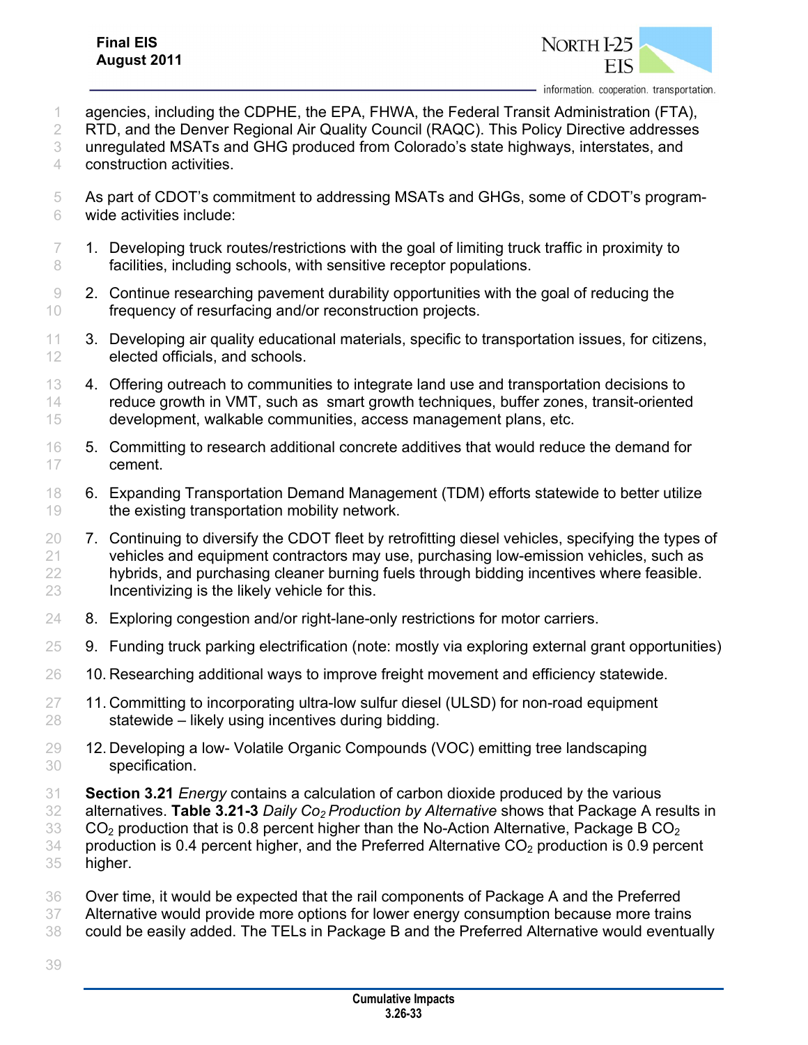agencies, including the CDPHE, the EPA, FHWA, the Federal Transit Administration (FTA), RTD, and the Denver Regional Air Quality Council (RAQC). This Policy Directive addresses unregulated MSATs and GHG produced from Colorado's state highways, interstates, and construction activities.

As part of CDOT's commitment to addressing MSATs and GHGs, some of CDOT's program-wide activities include:

1. Developing truck routes/restrictions with the goal of limiting truck traffic in proximity to facilities, including schools, with sensitive receptor populations.
2. Continue researching pavement durability opportunities with the goal of reducing the frequency of resurfacing and/or reconstruction projects.
3. Developing air quality educational materials, specific to transportation issues, for citizens, elected officials, and schools.
4. Offering outreach to communities to integrate land use and transportation decisions to reduce growth in VMT, such as smart growth techniques, buffer zones, transit-oriented development, walkable communities, access management plans, etc.
5. Committing to research additional concrete additives that would reduce the demand for cement.
6. Expanding Transportation Demand Management (TDM) efforts statewide to better utilize the existing transportation mobility network.
7. Continuing to diversify the CDOT fleet by retrofitting diesel vehicles, specifying the types of vehicles and equipment contractors may use, purchasing low-emission vehicles, such as hybrids, and purchasing cleaner burning fuels through bidding incentives where feasible. Incentivizing is the likely vehicle for this.
8. Exploring congestion and/or right-lane-only restrictions for motor carriers.
9. Funding truck parking electrification (note: mostly via exploring external grant opportunities)
10. Researching additional ways to improve freight movement and efficiency statewide.
11. Committing to incorporating ultra-low sulfur diesel (ULSD) for non-road equipment statewide – likely using incentives during bidding.
12. Developing a low- Volatile Organic Compounds (VOC) emitting tree landscaping specification.

**Section 3.21** *Energy* contains a calculation of carbon dioxide produced by the various alternatives. **Table 3.21-3** *Daily $Co_2$ Production by Alternative* shows that Package A results in $CO_2$ production that is 0.8 percent higher than the No-Action Alternative, Package B $CO_2$ production is 0.4 percent higher, and the Preferred Alternative $CO_2$ production is 0.9 percent higher.

Over time, it would be expected that the rail components of Package A and the Preferred Alternative would provide more options for lower energy consumption because more trains could be easily added. The TELs in Package B and the Preferred Alternative would eventually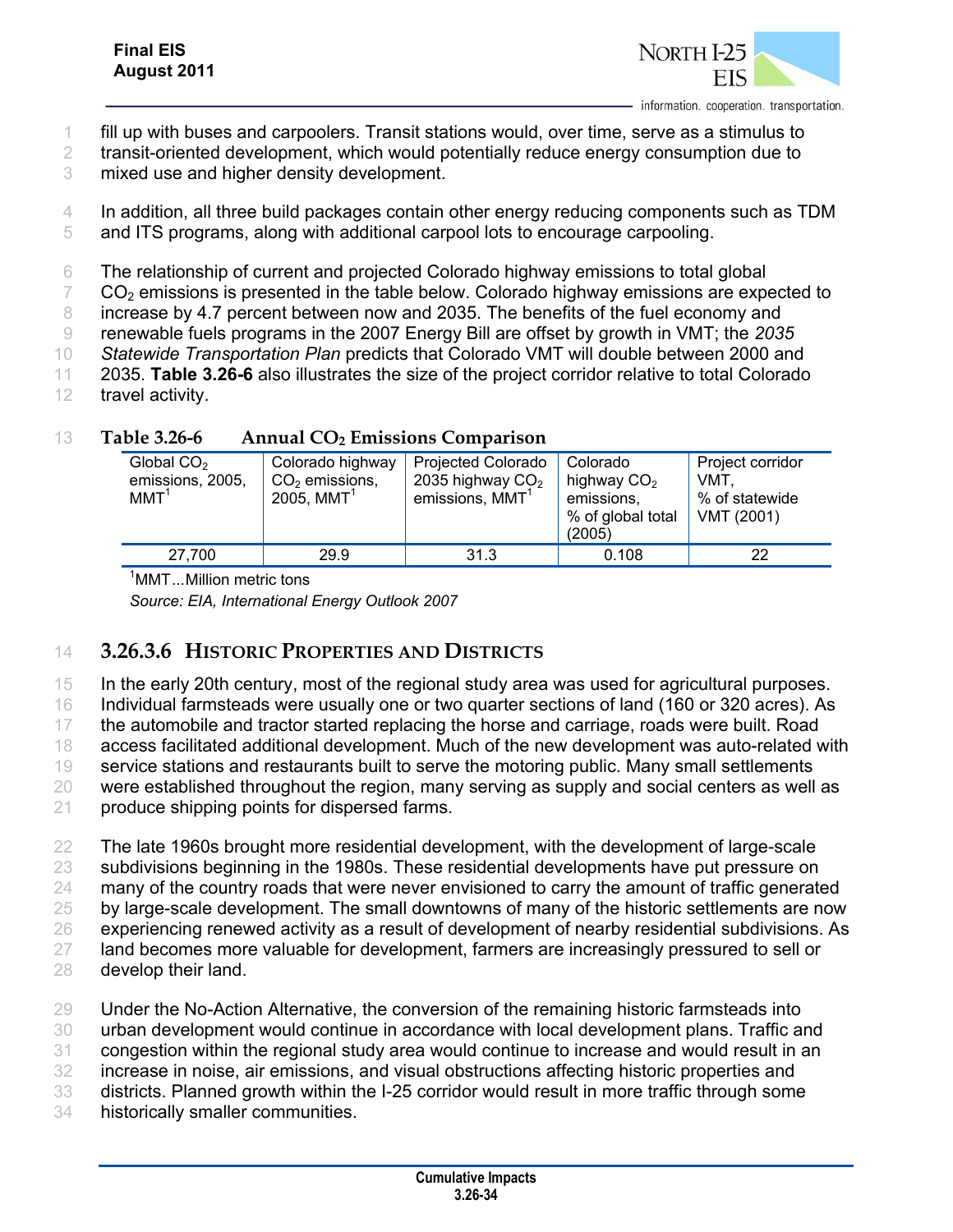fill up with buses and carpoolers. Transit stations would, over time, serve as a stimulus to transit-oriented development, which would potentially reduce energy consumption due to mixed use and higher density development.

In addition, all three build packages contain other energy reducing components such as TDM and ITS programs, along with additional carpool lots to encourage carpooling.

The relationship of current and projected Colorado highway emissions to total global $CO_2$ emissions is presented in the table below. Colorado highway emissions are expected to increase by 4.7 percent between now and 2035. The benefits of the fuel economy and renewable fuels programs in the 2007 Energy Bill are offset by growth in VMT; the *2035 Statewide Transportation Plan* predicts that Colorado VMT will double between 2000 and 2035. **Table 3.26-6** also illustrates the size of the project corridor relative to total Colorado travel activity.

**Table 3.26-6 Annual $CO_2$ Emissions Comparison**

| Global $CO_2$ emissions, 2005, MMT[1] | Colorado highway $CO_2$ emissions, 2005, MMT[1] | Projected Colorado 2035 highway $CO_2$ emissions, MMT[1] | Colorado highway $CO_2$ emissions, % of global total (2005) | Project corridor VMT, % of statewide VMT (2001) |
|---|---|---|---|---|
| 27,700 | 29.9 | 31.3 | 0.108 | 22 |

[1]MMT...Million metric tons

*Source: EIA, International Energy Outlook 2007*

### 3.26.3.6 Historic Properties and Districts

In the early 20th century, most of the regional study area was used for agricultural purposes. Individual farmsteads were usually one or two quarter sections of land (160 or 320 acres). As the automobile and tractor started replacing the horse and carriage, roads were built. Road access facilitated additional development. Much of the new development was auto-related with service stations and restaurants built to serve the motoring public. Many small settlements were established throughout the region, many serving as supply and social centers as well as produce shipping points for dispersed farms.

The late 1960s brought more residential development, with the development of large-scale subdivisions beginning in the 1980s. These residential developments have put pressure on many of the country roads that were never envisioned to carry the amount of traffic generated by large-scale development. The small downtowns of many of the historic settlements are now experiencing renewed activity as a result of development of nearby residential subdivisions. As land becomes more valuable for development, farmers are increasingly pressured to sell or develop their land.

Under the No-Action Alternative, the conversion of the remaining historic farmsteads into urban development would continue in accordance with local development plans. Traffic and congestion within the regional study area would continue to increase and would result in an increase in noise, air emissions, and visual obstructions affecting historic properties and districts. Planned growth within the I-25 corridor would result in more traffic through some historically smaller communities.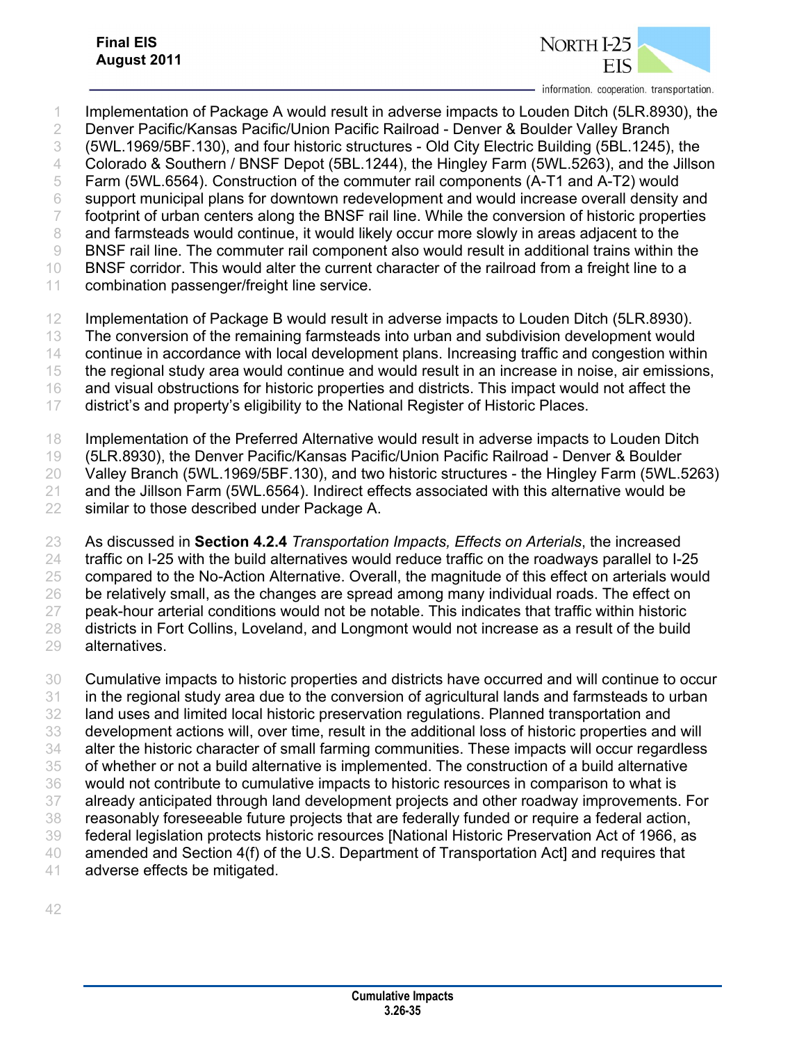Implementation of Package A would result in adverse impacts to Louden Ditch (5LR.8930), the Denver Pacific/Kansas Pacific/Union Pacific Railroad - Denver & Boulder Valley Branch (5WL.1969/5BF.130), and four historic structures - Old City Electric Building (5BL.1245), the Colorado & Southern / BNSF Depot (5BL.1244), the Hingley Farm (5WL.5263), and the Jillson Farm (5WL.6564). Construction of the commuter rail components (A-T1 and A-T2) would support municipal plans for downtown redevelopment and would increase overall density and footprint of urban centers along the BNSF rail line. While the conversion of historic properties and farmsteads would continue, it would likely occur more slowly in areas adjacent to the BNSF rail line. The commuter rail component also would result in additional trains within the BNSF corridor. This would alter the current character of the railroad from a freight line to a combination passenger/freight line service.

Implementation of Package B would result in adverse impacts to Louden Ditch (5LR.8930). The conversion of the remaining farmsteads into urban and subdivision development would continue in accordance with local development plans. Increasing traffic and congestion within the regional study area would continue and would result in an increase in noise, air emissions, and visual obstructions for historic properties and districts. This impact would not affect the district's and property's eligibility to the National Register of Historic Places.

Implementation of the Preferred Alternative would result in adverse impacts to Louden Ditch (5LR.8930), the Denver Pacific/Kansas Pacific/Union Pacific Railroad - Denver & Boulder Valley Branch (5WL.1969/5BF.130), and two historic structures - the Hingley Farm (5WL.5263) and the Jillson Farm (5WL.6564). Indirect effects associated with this alternative would be similar to those described under Package A.

As discussed in **Section 4.2.4** *Transportation Impacts, Effects on Arterials*, the increased traffic on I-25 with the build alternatives would reduce traffic on the roadways parallel to I-25 compared to the No-Action Alternative. Overall, the magnitude of this effect on arterials would be relatively small, as the changes are spread among many individual roads. The effect on peak-hour arterial conditions would not be notable. This indicates that traffic within historic districts in Fort Collins, Loveland, and Longmont would not increase as a result of the build alternatives.

Cumulative impacts to historic properties and districts have occurred and will continue to occur in the regional study area due to the conversion of agricultural lands and farmsteads to urban land uses and limited local historic preservation regulations. Planned transportation and development actions will, over time, result in the additional loss of historic properties and will alter the historic character of small farming communities. These impacts will occur regardless of whether or not a build alternative is implemented. The construction of a build alternative would not contribute to cumulative impacts to historic resources in comparison to what is already anticipated through land development projects and other roadway improvements. For reasonably foreseeable future projects that are federally funded or require a federal action, federal legislation protects historic resources [National Historic Preservation Act of 1966, as amended and Section 4(f) of the U.S. Department of Transportation Act] and requires that adverse effects be mitigated.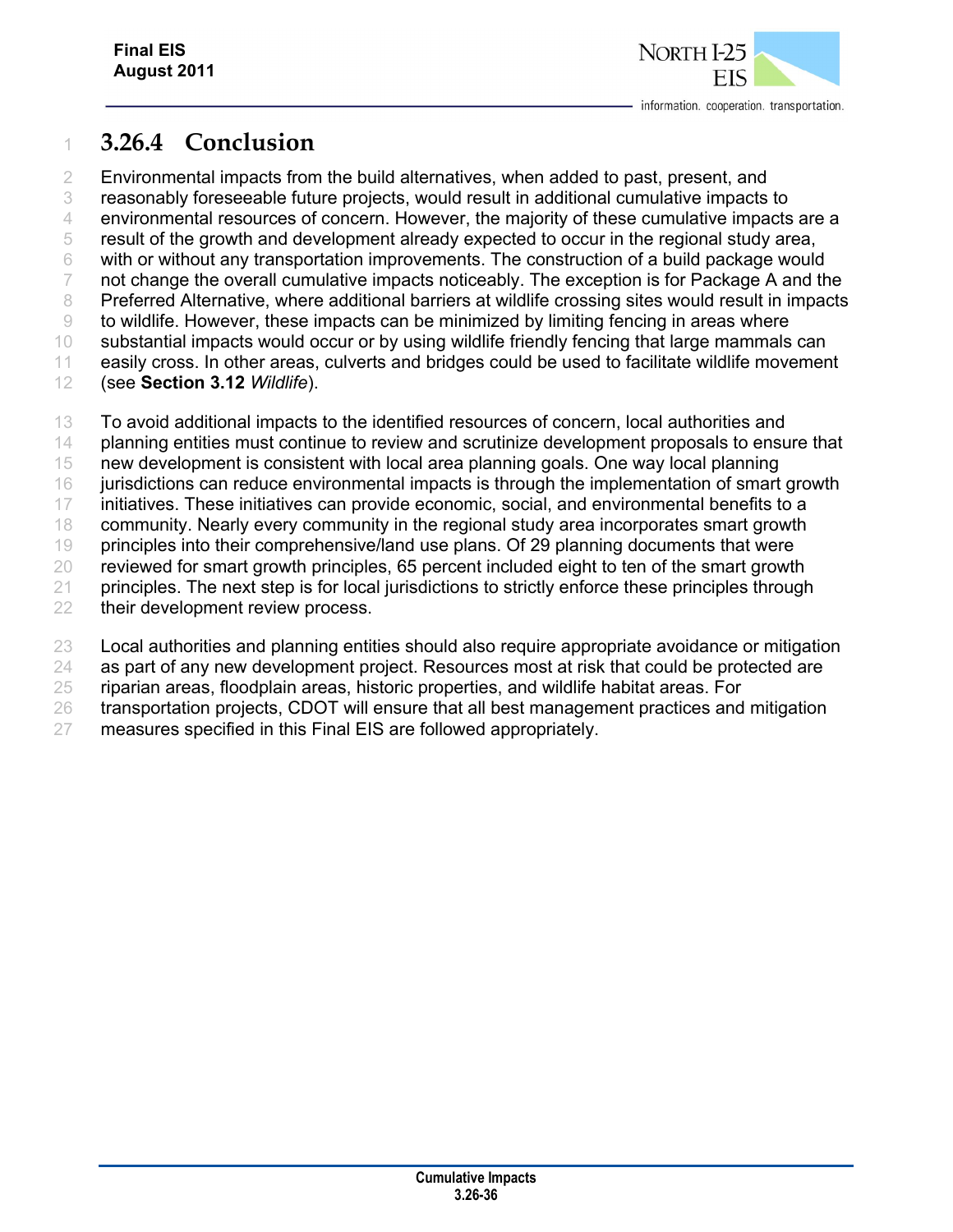### 3.26.4 Conclusion

Environmental impacts from the build alternatives, when added to past, present, and reasonably foreseeable future projects, would result in additional cumulative impacts to environmental resources of concern. However, the majority of these cumulative impacts are a result of the growth and development already expected to occur in the regional study area, with or without any transportation improvements. The construction of a build package would not change the overall cumulative impacts noticeably. The exception is for Package A and the Preferred Alternative, where additional barriers at wildlife crossing sites would result in impacts to wildlife. However, these impacts can be minimized by limiting fencing in areas where substantial impacts would occur or by using wildlife friendly fencing that large mammals can easily cross. In other areas, culverts and bridges could be used to facilitate wildlife movement (see **Section 3.12** *Wildlife*).

To avoid additional impacts to the identified resources of concern, local authorities and planning entities must continue to review and scrutinize development proposals to ensure that new development is consistent with local area planning goals. One way local planning jurisdictions can reduce environmental impacts is through the implementation of smart growth initiatives. These initiatives can provide economic, social, and environmental benefits to a community. Nearly every community in the regional study area incorporates smart growth principles into their comprehensive/land use plans. Of 29 planning documents that were reviewed for smart growth principles, 65 percent included eight to ten of the smart growth principles. The next step is for local jurisdictions to strictly enforce these principles through their development review process.

Local authorities and planning entities should also require appropriate avoidance or mitigation as part of any new development project. Resources most at risk that could be protected are riparian areas, floodplain areas, historic properties, and wildlife habitat areas. For transportation projects, CDOT will ensure that all best management practices and mitigation measures specified in this Final EIS are followed appropriately.